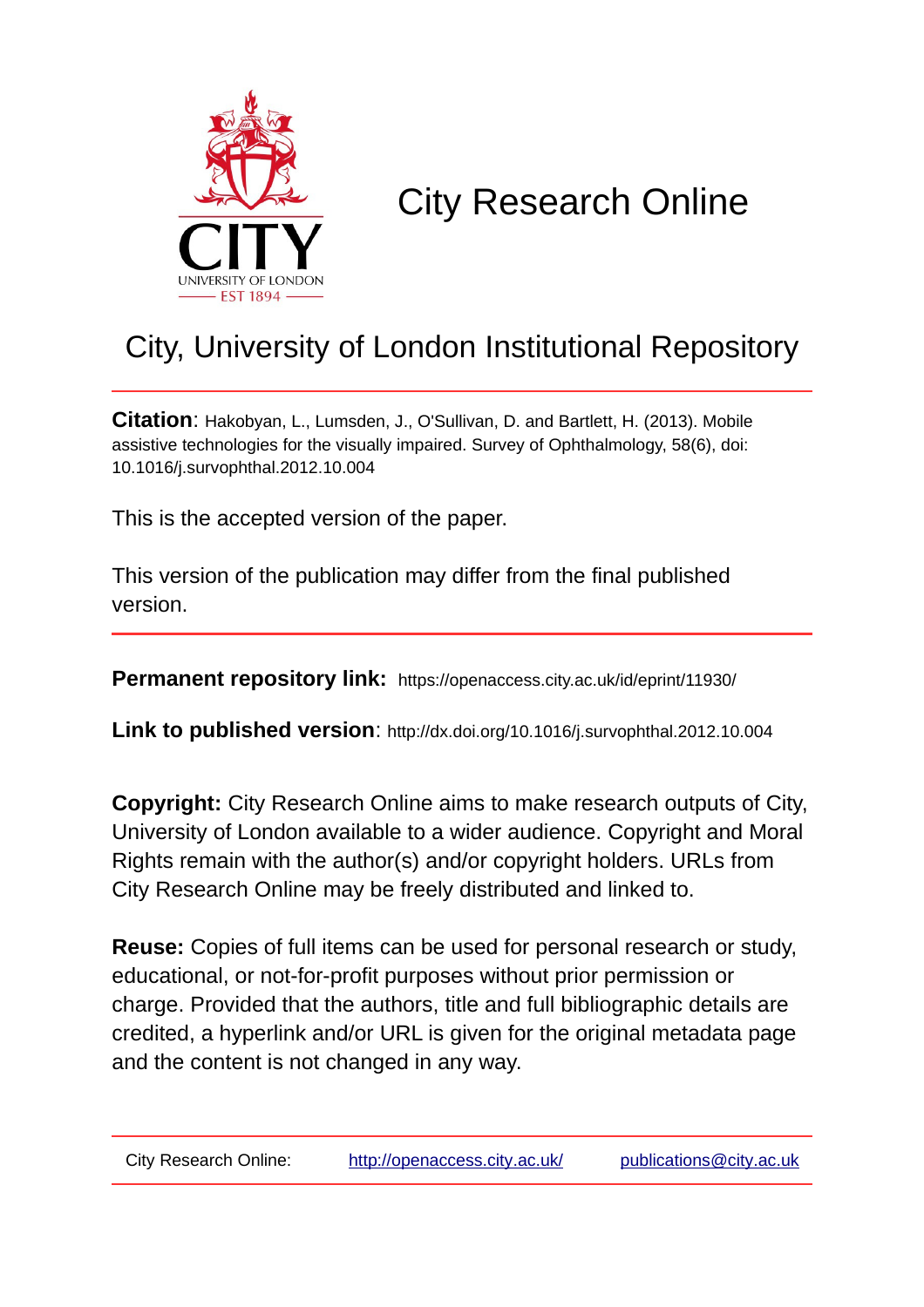# City Research Online

## City, University of London Institutional Repository

**Citation**: Hakobyan, L., Lumsden, J., O'Sullivan, D. and Bartlett, H. (2013). Mobile assistive technologies for the visually impaired. Survey of Ophthalmology, 58(6), doi: 10.1016/j.survophthal.2012.10.004

This is the accepted version of the paper.

This version of the publication may differ from the final published version.

---

**Permanent repository link:** https://openaccess.city.ac.uk/id/eprint/11930/

**Link to published version**: http://dx.doi.org/10.1016/j.survophthal.2012.10.004

**Copyright:** City Research Online aims to make research outputs of City, University of London available to a wider audience. Copyright and Moral Rights remain with the author(s) and/or copyright holders. URLs from City Research Online may be freely distributed and linked to.

**Reuse:** Copies of full items can be used for personal research or study, educational, or not-for-profit purposes without prior permission or charge. Provided that the authors, title and full bibliographic details are credited, a hyperlink and/or URL is given for the original metadata page and the content is not changed in any way.

---

City Research Online: http://openaccess.city.ac.uk/ publications@city.ac.uk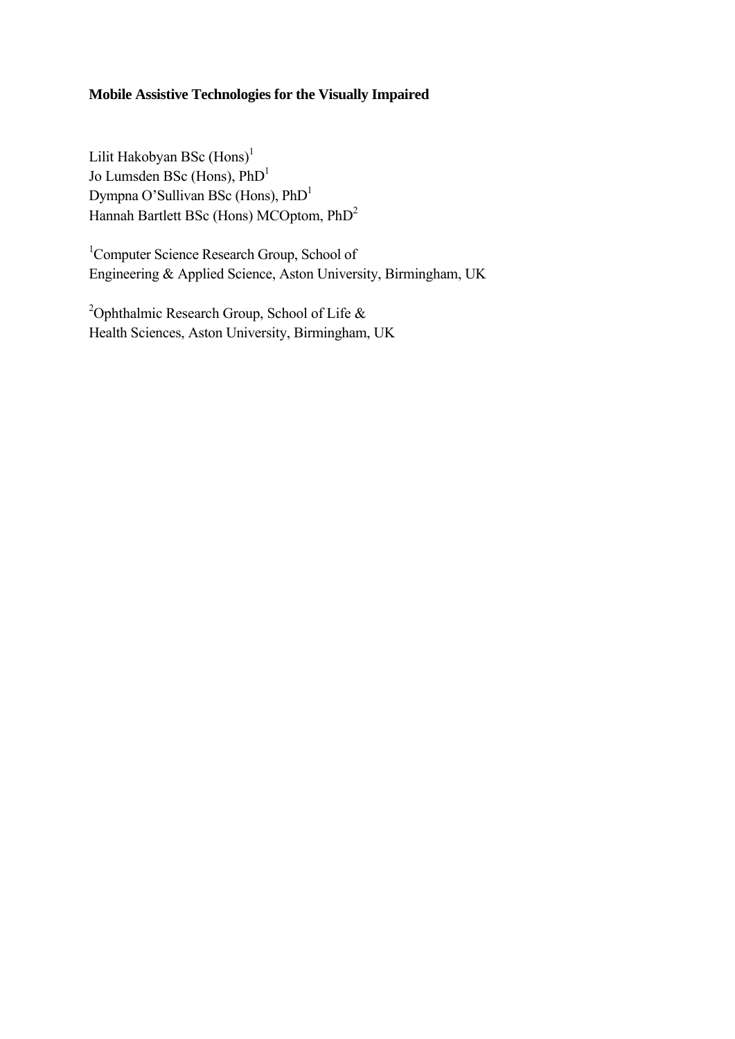**Mobile Assistive Technologies for the Visually Impaired**

Lilit Hakobyan BSc (Hons)[1]
Jo Lumsden BSc (Hons), PhD[1]
Dympna O'Sullivan BSc (Hons), PhD[1]
Hannah Bartlett BSc (Hons) MCOptom, PhD[2]

[1]Computer Science Research Group, School of
Engineering & Applied Science, Aston University, Birmingham, UK

[2]Ophthalmic Research Group, School of Life &
Health Sciences, Aston University, Birmingham, UK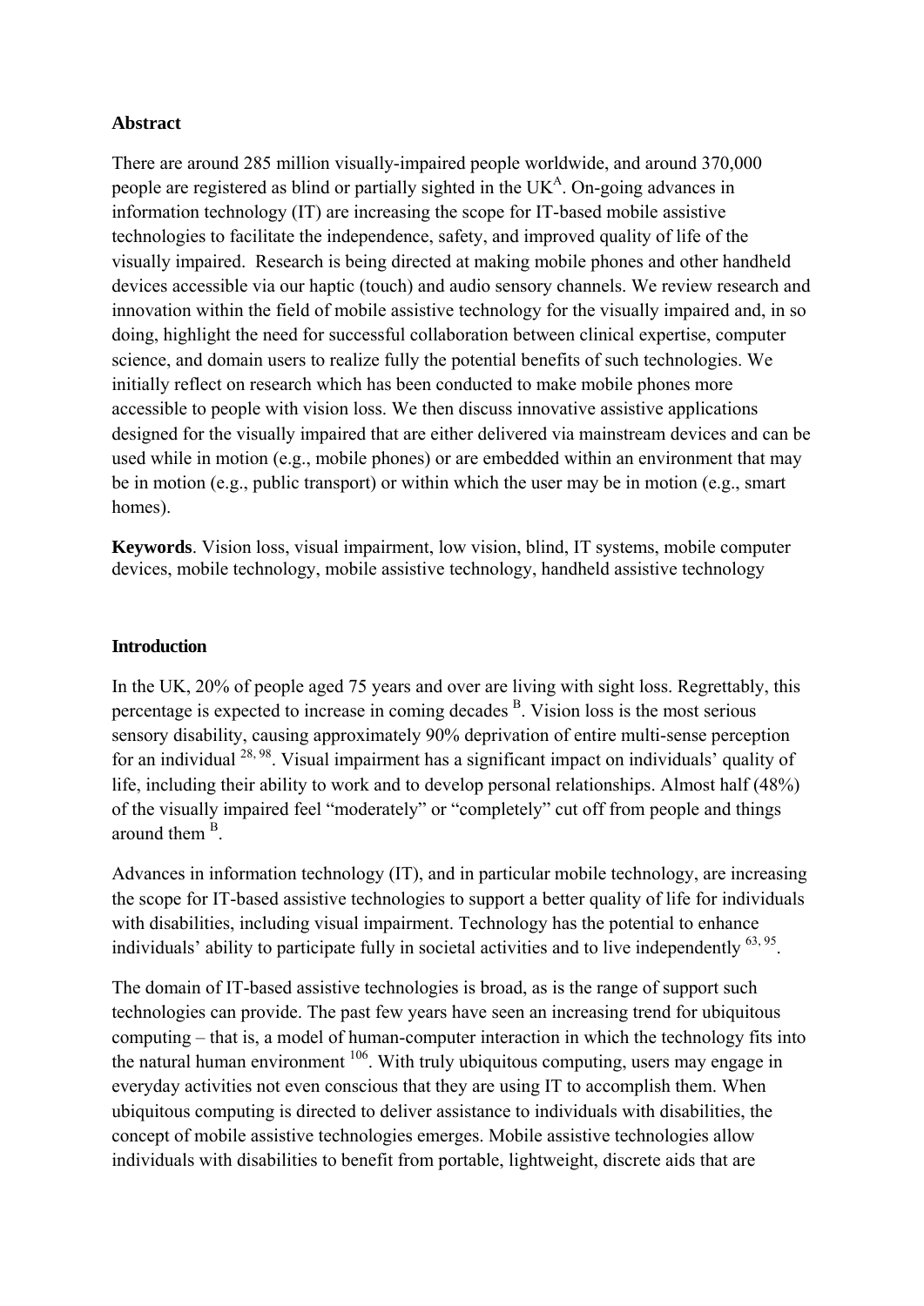## Abstract

There are around 285 million visually-impaired people worldwide, and around 370,000 people are registered as blind or partially sighted in the UK[A]. On-going advances in information technology (IT) are increasing the scope for IT-based mobile assistive technologies to facilitate the independence, safety, and improved quality of life of the visually impaired. Research is being directed at making mobile phones and other handheld devices accessible via our haptic (touch) and audio sensory channels. We review research and innovation within the field of mobile assistive technology for the visually impaired and, in so doing, highlight the need for successful collaboration between clinical expertise, computer science, and domain users to realize fully the potential benefits of such technologies. We initially reflect on research which has been conducted to make mobile phones more accessible to people with vision loss. We then discuss innovative assistive applications designed for the visually impaired that are either delivered via mainstream devices and can be used while in motion (e.g., mobile phones) or are embedded within an environment that may be in motion (e.g., public transport) or within which the user may be in motion (e.g., smart homes).

**Keywords**. Vision loss, visual impairment, low vision, blind, IT systems, mobile computer devices, mobile technology, mobile assistive technology, handheld assistive technology

## Introduction

In the UK, 20% of people aged 75 years and over are living with sight loss. Regrettably, this percentage is expected to increase in coming decades [B]. Vision loss is the most serious sensory disability, causing approximately 90% deprivation of entire multi-sense perception for an individual [28, 98]. Visual impairment has a significant impact on individuals' quality of life, including their ability to work and to develop personal relationships. Almost half (48%) of the visually impaired feel "moderately" or "completely" cut off from people and things around them [B].

Advances in information technology (IT), and in particular mobile technology, are increasing the scope for IT-based assistive technologies to support a better quality of life for individuals with disabilities, including visual impairment. Technology has the potential to enhance individuals' ability to participate fully in societal activities and to live independently [63, 95].

The domain of IT-based assistive technologies is broad, as is the range of support such technologies can provide. The past few years have seen an increasing trend for ubiquitous computing – that is, a model of human-computer interaction in which the technology fits into the natural human environment [106]. With truly ubiquitous computing, users may engage in everyday activities not even conscious that they are using IT to accomplish them. When ubiquitous computing is directed to deliver assistance to individuals with disabilities, the concept of mobile assistive technologies emerges. Mobile assistive technologies allow individuals with disabilities to benefit from portable, lightweight, discrete aids that are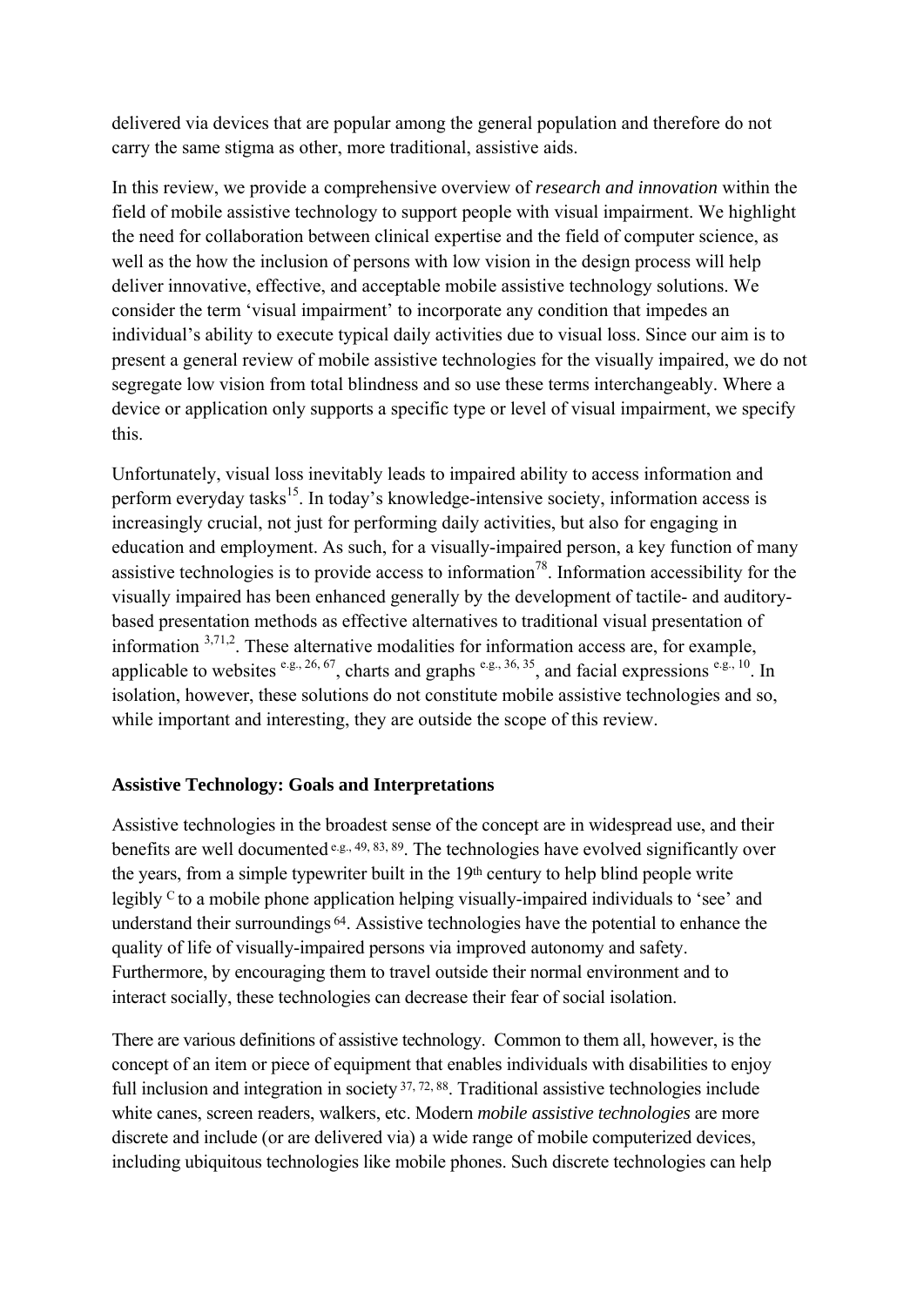delivered via devices that are popular among the general population and therefore do not carry the same stigma as other, more traditional, assistive aids.

In this review, we provide a comprehensive overview of *research and innovation* within the field of mobile assistive technology to support people with visual impairment. We highlight the need for collaboration between clinical expertise and the field of computer science, as well as the how the inclusion of persons with low vision in the design process will help deliver innovative, effective, and acceptable mobile assistive technology solutions. We consider the term 'visual impairment' to incorporate any condition that impedes an individual's ability to execute typical daily activities due to visual loss. Since our aim is to present a general review of mobile assistive technologies for the visually impaired, we do not segregate low vision from total blindness and so use these terms interchangeably. Where a device or application only supports a specific type or level of visual impairment, we specify this.

Unfortunately, visual loss inevitably leads to impaired ability to access information and perform everyday tasks[15]. In today's knowledge-intensive society, information access is increasingly crucial, not just for performing daily activities, but also for engaging in education and employment. As such, for a visually-impaired person, a key function of many assistive technologies is to provide access to information[78]. Information accessibility for the visually impaired has been enhanced generally by the development of tactile- and auditory-based presentation methods as effective alternatives to traditional visual presentation of information [3,71,2]. These alternative modalities for information access are, for example, applicable to websites [e.g., 26, 67], charts and graphs [e.g., 36, 35], and facial expressions [e.g., 10]. In isolation, however, these solutions do not constitute mobile assistive technologies and so, while important and interesting, they are outside the scope of this review.

## Assistive Technology: Goals and Interpretations

Assistive technologies in the broadest sense of the concept are in widespread use, and their benefits are well documented [e.g., 49, 83, 89]. The technologies have evolved significantly over the years, from a simple typewriter built in the 19th century to help blind people write legibly [C] to a mobile phone application helping visually-impaired individuals to 'see' and understand their surroundings [64]. Assistive technologies have the potential to enhance the quality of life of visually-impaired persons via improved autonomy and safety. Furthermore, by encouraging them to travel outside their normal environment and to interact socially, these technologies can decrease their fear of social isolation.

There are various definitions of assistive technology. Common to them all, however, is the concept of an item or piece of equipment that enables individuals with disabilities to enjoy full inclusion and integration in society [37, 72, 88]. Traditional assistive technologies include white canes, screen readers, walkers, etc. Modern *mobile assistive technologies* are more discrete and include (or are delivered via) a wide range of mobile computerized devices, including ubiquitous technologies like mobile phones. Such discrete technologies can help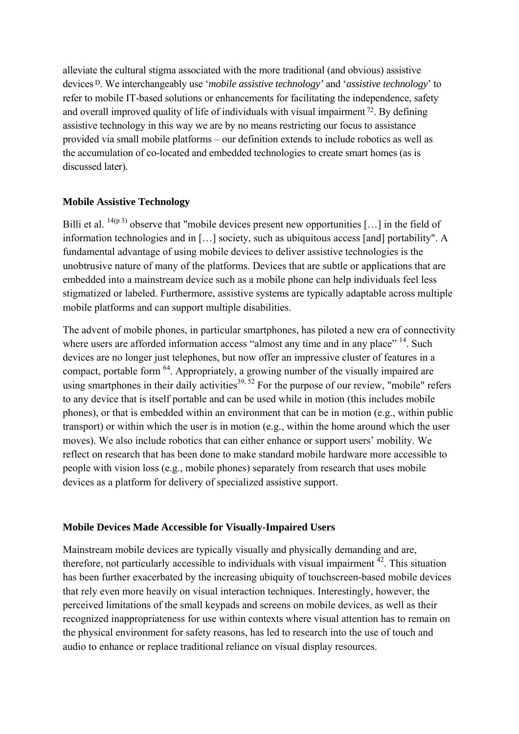alleviate the cultural stigma associated with the more traditional (and obvious) assistive devices [D]. We interchangeably use '*mobile assistive technology'* and '*assistive technology*' to refer to mobile IT-based solutions or enhancements for facilitating the independence, safety and overall improved quality of life of individuals with visual impairment [72]. By defining assistive technology in this way we are by no means restricting our focus to assistance provided via small mobile platforms – our definition extends to include robotics as well as the accumulation of co-located and embedded technologies to create smart homes (as is discussed later).

## Mobile Assistive Technology

Billi et al. [14(p 3)] observe that "mobile devices present new opportunities […] in the field of information technologies and in […] society, such as ubiquitous access [and] portability". A fundamental advantage of using mobile devices to deliver assistive technologies is the unobtrusive nature of many of the platforms. Devices that are subtle or applications that are embedded into a mainstream device such as a mobile phone can help individuals feel less stigmatized or labeled. Furthermore, assistive systems are typically adaptable across multiple mobile platforms and can support multiple disabilities.

The advent of mobile phones, in particular smartphones, has piloted a new era of connectivity where users are afforded information access "almost any time and in any place" [14]. Such devices are no longer just telephones, but now offer an impressive cluster of features in a compact, portable form [64]. Appropriately, a growing number of the visually impaired are using smartphones in their daily activities[39, 52] For the purpose of our review, "mobile" refers to any device that is itself portable and can be used while in motion (this includes mobile phones), or that is embedded within an environment that can be in motion (e.g., within public transport) or within which the user is in motion (e.g., within the home around which the user moves). We also include robotics that can either enhance or support users' mobility. We reflect on research that has been done to make standard mobile hardware more accessible to people with vision loss (e.g., mobile phones) separately from research that uses mobile devices as a platform for delivery of specialized assistive support.

## Mobile Devices Made Accessible for Visually-Impaired Users

Mainstream mobile devices are typically visually and physically demanding and are, therefore, not particularly accessible to individuals with visual impairment [42]. This situation has been further exacerbated by the increasing ubiquity of touchscreen-based mobile devices that rely even more heavily on visual interaction techniques. Interestingly, however, the perceived limitations of the small keypads and screens on mobile devices, as well as their recognized inappropriateness for use within contexts where visual attention has to remain on the physical environment for safety reasons, has led to research into the use of touch and audio to enhance or replace traditional reliance on visual display resources.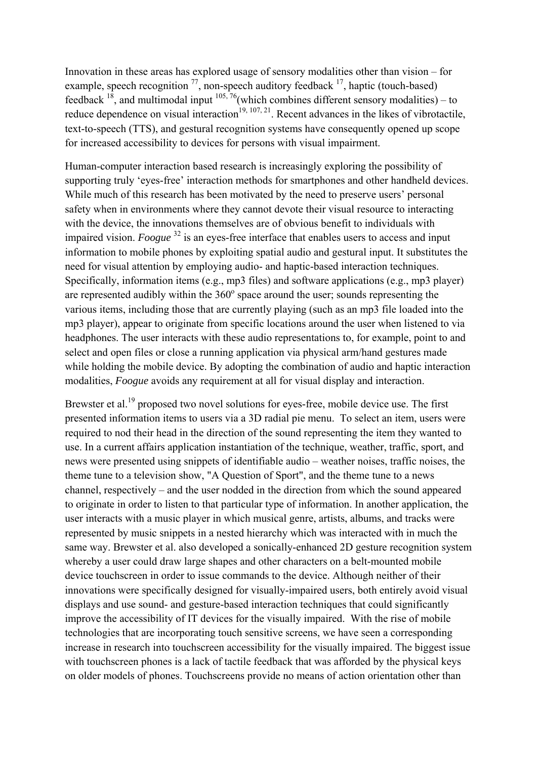Innovation in these areas has explored usage of sensory modalities other than vision – for example, speech recognition [77], non-speech auditory feedback [17], haptic (touch-based) feedback [18], and multimodal input [105, 76](which combines different sensory modalities) – to reduce dependence on visual interaction[19, 107, 21]. Recent advances in the likes of vibrotactile, text-to-speech (TTS), and gestural recognition systems have consequently opened up scope for increased accessibility to devices for persons with visual impairment.

Human-computer interaction based research is increasingly exploring the possibility of supporting truly 'eyes-free' interaction methods for smartphones and other handheld devices. While much of this research has been motivated by the need to preserve users' personal safety when in environments where they cannot devote their visual resource to interacting with the device, the innovations themselves are of obvious benefit to individuals with impaired vision. *Foogue* [32] is an eyes-free interface that enables users to access and input information to mobile phones by exploiting spatial audio and gestural input. It substitutes the need for visual attention by employing audio- and haptic-based interaction techniques. Specifically, information items (e.g., mp3 files) and software applications (e.g., mp3 player) are represented audibly within the 360$^{o}$ space around the user; sounds representing the various items, including those that are currently playing (such as an mp3 file loaded into the mp3 player), appear to originate from specific locations around the user when listened to via headphones. The user interacts with these audio representations to, for example, point to and select and open files or close a running application via physical arm/hand gestures made while holding the mobile device. By adopting the combination of audio and haptic interaction modalities, *Foogue* avoids any requirement at all for visual display and interaction.

Brewster et al.[19] proposed two novel solutions for eyes-free, mobile device use. The first presented information items to users via a 3D radial pie menu. To select an item, users were required to nod their head in the direction of the sound representing the item they wanted to use. In a current affairs application instantiation of the technique, weather, traffic, sport, and news were presented using snippets of identifiable audio – weather noises, traffic noises, the theme tune to a television show, "A Question of Sport", and the theme tune to a news channel, respectively – and the user nodded in the direction from which the sound appeared to originate in order to listen to that particular type of information. In another application, the user interacts with a music player in which musical genre, artists, albums, and tracks were represented by music snippets in a nested hierarchy which was interacted with in much the same way. Brewster et al. also developed a sonically-enhanced 2D gesture recognition system whereby a user could draw large shapes and other characters on a belt-mounted mobile device touchscreen in order to issue commands to the device. Although neither of their innovations were specifically designed for visually-impaired users, both entirely avoid visual displays and use sound- and gesture-based interaction techniques that could significantly improve the accessibility of IT devices for the visually impaired. With the rise of mobile technologies that are incorporating touch sensitive screens, we have seen a corresponding increase in research into touchscreen accessibility for the visually impaired. The biggest issue with touchscreen phones is a lack of tactile feedback that was afforded by the physical keys on older models of phones. Touchscreens provide no means of action orientation other than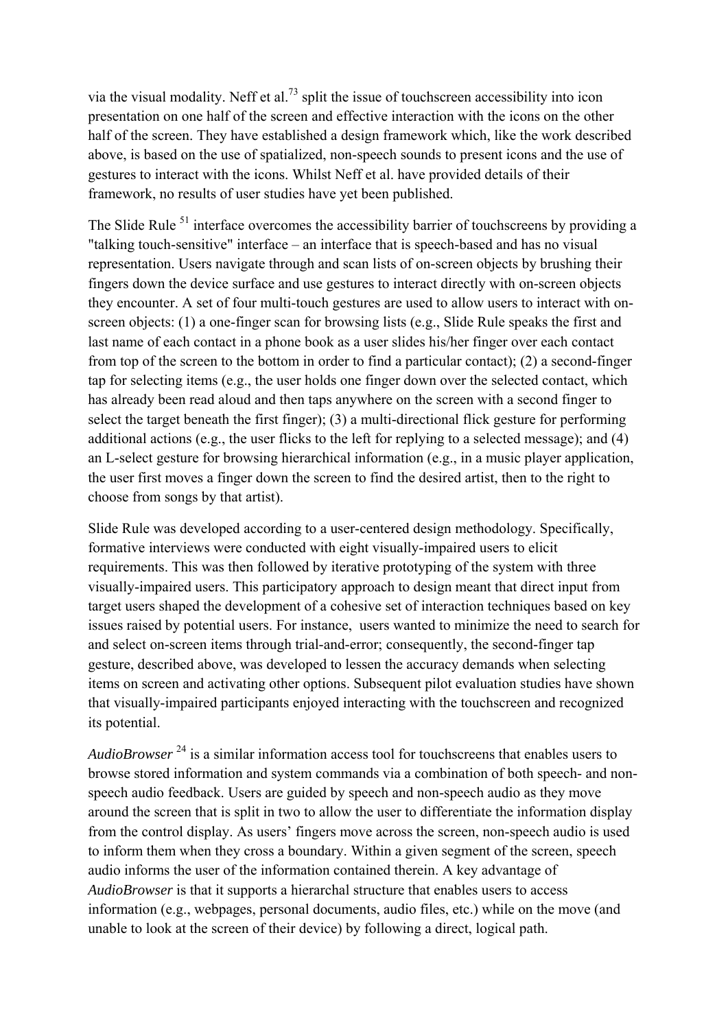via the visual modality. Neff et al.[73] split the issue of touchscreen accessibility into icon presentation on one half of the screen and effective interaction with the icons on the other half of the screen. They have established a design framework which, like the work described above, is based on the use of spatialized, non-speech sounds to present icons and the use of gestures to interact with the icons. Whilst Neff et al. have provided details of their framework, no results of user studies have yet been published.

The Slide Rule [51] interface overcomes the accessibility barrier of touchscreens by providing a "talking touch-sensitive" interface – an interface that is speech-based and has no visual representation. Users navigate through and scan lists of on-screen objects by brushing their fingers down the device surface and use gestures to interact directly with on-screen objects they encounter. A set of four multi-touch gestures are used to allow users to interact with on-screen objects: (1) a one-finger scan for browsing lists (e.g., Slide Rule speaks the first and last name of each contact in a phone book as a user slides his/her finger over each contact from top of the screen to the bottom in order to find a particular contact); (2) a second-finger tap for selecting items (e.g., the user holds one finger down over the selected contact, which has already been read aloud and then taps anywhere on the screen with a second finger to select the target beneath the first finger); (3) a multi-directional flick gesture for performing additional actions (e.g., the user flicks to the left for replying to a selected message); and (4) an L-select gesture for browsing hierarchical information (e.g., in a music player application, the user first moves a finger down the screen to find the desired artist, then to the right to choose from songs by that artist).

Slide Rule was developed according to a user-centered design methodology. Specifically, formative interviews were conducted with eight visually-impaired users to elicit requirements. This was then followed by iterative prototyping of the system with three visually-impaired users. This participatory approach to design meant that direct input from target users shaped the development of a cohesive set of interaction techniques based on key issues raised by potential users. For instance, users wanted to minimize the need to search for and select on-screen items through trial-and-error; consequently, the second-finger tap gesture, described above, was developed to lessen the accuracy demands when selecting items on screen and activating other options. Subsequent pilot evaluation studies have shown that visually-impaired participants enjoyed interacting with the touchscreen and recognized its potential.

*AudioBrowser* [24] is a similar information access tool for touchscreens that enables users to browse stored information and system commands via a combination of both speech- and non-speech audio feedback. Users are guided by speech and non-speech audio as they move around the screen that is split in two to allow the user to differentiate the information display from the control display. As users' fingers move across the screen, non-speech audio is used to inform them when they cross a boundary. Within a given segment of the screen, speech audio informs the user of the information contained therein. A key advantage of *AudioBrowser* is that it supports a hierarchal structure that enables users to access information (e.g., webpages, personal documents, audio files, etc.) while on the move (and unable to look at the screen of their device) by following a direct, logical path.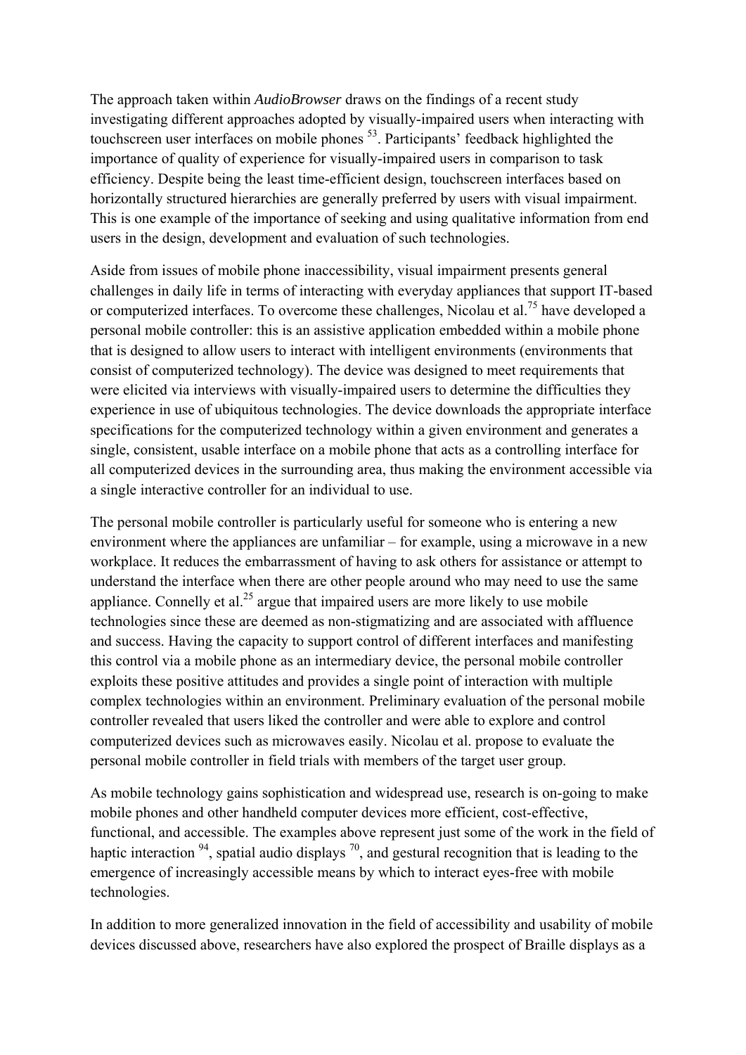The approach taken within *AudioBrowser* draws on the findings of a recent study investigating different approaches adopted by visually-impaired users when interacting with touchscreen user interfaces on mobile phones [53]. Participants' feedback highlighted the importance of quality of experience for visually-impaired users in comparison to task efficiency. Despite being the least time-efficient design, touchscreen interfaces based on horizontally structured hierarchies are generally preferred by users with visual impairment. This is one example of the importance of seeking and using qualitative information from end users in the design, development and evaluation of such technologies.

Aside from issues of mobile phone inaccessibility, visual impairment presents general challenges in daily life in terms of interacting with everyday appliances that support IT-based or computerized interfaces. To overcome these challenges, Nicolau et al.[75] have developed a personal mobile controller: this is an assistive application embedded within a mobile phone that is designed to allow users to interact with intelligent environments (environments that consist of computerized technology). The device was designed to meet requirements that were elicited via interviews with visually-impaired users to determine the difficulties they experience in use of ubiquitous technologies. The device downloads the appropriate interface specifications for the computerized technology within a given environment and generates a single, consistent, usable interface on a mobile phone that acts as a controlling interface for all computerized devices in the surrounding area, thus making the environment accessible via a single interactive controller for an individual to use.

The personal mobile controller is particularly useful for someone who is entering a new environment where the appliances are unfamiliar – for example, using a microwave in a new workplace. It reduces the embarrassment of having to ask others for assistance or attempt to understand the interface when there are other people around who may need to use the same appliance. Connelly et al.[25] argue that impaired users are more likely to use mobile technologies since these are deemed as non-stigmatizing and are associated with affluence and success. Having the capacity to support control of different interfaces and manifesting this control via a mobile phone as an intermediary device, the personal mobile controller exploits these positive attitudes and provides a single point of interaction with multiple complex technologies within an environment. Preliminary evaluation of the personal mobile controller revealed that users liked the controller and were able to explore and control computerized devices such as microwaves easily. Nicolau et al. propose to evaluate the personal mobile controller in field trials with members of the target user group.

As mobile technology gains sophistication and widespread use, research is on-going to make mobile phones and other handheld computer devices more efficient, cost-effective, functional, and accessible. The examples above represent just some of the work in the field of haptic interaction [94], spatial audio displays [70], and gestural recognition that is leading to the emergence of increasingly accessible means by which to interact eyes-free with mobile technologies.

In addition to more generalized innovation in the field of accessibility and usability of mobile devices discussed above, researchers have also explored the prospect of Braille displays as a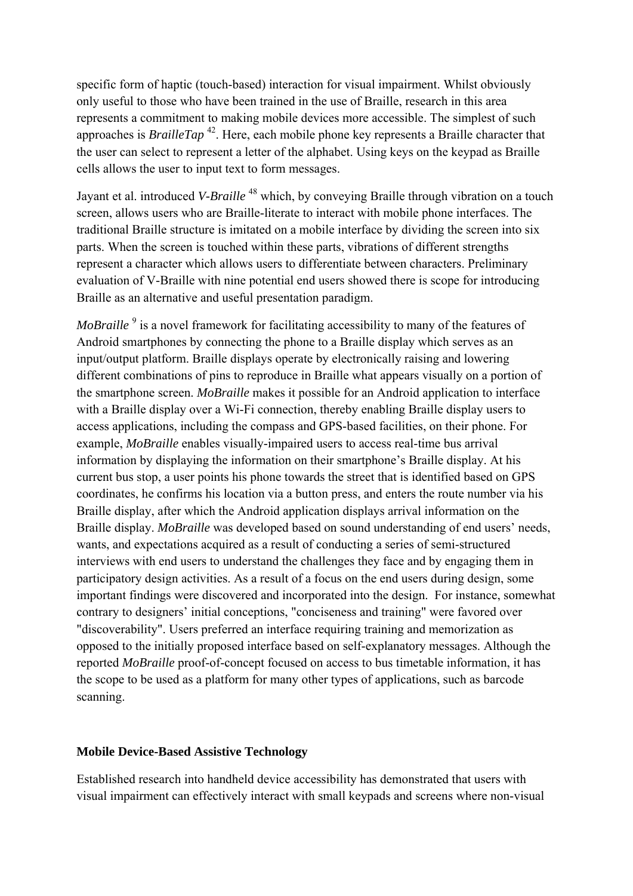specific form of haptic (touch-based) interaction for visual impairment. Whilst obviously only useful to those who have been trained in the use of Braille, research in this area represents a commitment to making mobile devices more accessible. The simplest of such approaches is *BrailleTap* [42]. Here, each mobile phone key represents a Braille character that the user can select to represent a letter of the alphabet. Using keys on the keypad as Braille cells allows the user to input text to form messages.

Jayant et al. introduced *V-Braille* [48] which, by conveying Braille through vibration on a touch screen, allows users who are Braille-literate to interact with mobile phone interfaces. The traditional Braille structure is imitated on a mobile interface by dividing the screen into six parts. When the screen is touched within these parts, vibrations of different strengths represent a character which allows users to differentiate between characters. Preliminary evaluation of V-Braille with nine potential end users showed there is scope for introducing Braille as an alternative and useful presentation paradigm.

*MoBraille* [9] is a novel framework for facilitating accessibility to many of the features of Android smartphones by connecting the phone to a Braille display which serves as an input/output platform. Braille displays operate by electronically raising and lowering different combinations of pins to reproduce in Braille what appears visually on a portion of the smartphone screen. *MoBraille* makes it possible for an Android application to interface with a Braille display over a Wi-Fi connection, thereby enabling Braille display users to access applications, including the compass and GPS-based facilities, on their phone. For example, *MoBraille* enables visually-impaired users to access real-time bus arrival information by displaying the information on their smartphone's Braille display. At his current bus stop, a user points his phone towards the street that is identified based on GPS coordinates, he confirms his location via a button press, and enters the route number via his Braille display, after which the Android application displays arrival information on the Braille display. *MoBraille* was developed based on sound understanding of end users' needs, wants, and expectations acquired as a result of conducting a series of semi-structured interviews with end users to understand the challenges they face and by engaging them in participatory design activities. As a result of a focus on the end users during design, some important findings were discovered and incorporated into the design. For instance, somewhat contrary to designers' initial conceptions, "conciseness and training" were favored over "discoverability". Users preferred an interface requiring training and memorization as opposed to the initially proposed interface based on self-explanatory messages. Although the reported *MoBraille* proof-of-concept focused on access to bus timetable information, it has the scope to be used as a platform for many other types of applications, such as barcode scanning.

**Mobile Device-Based Assistive Technology**

Established research into handheld device accessibility has demonstrated that users with visual impairment can effectively interact with small keypads and screens where non-visual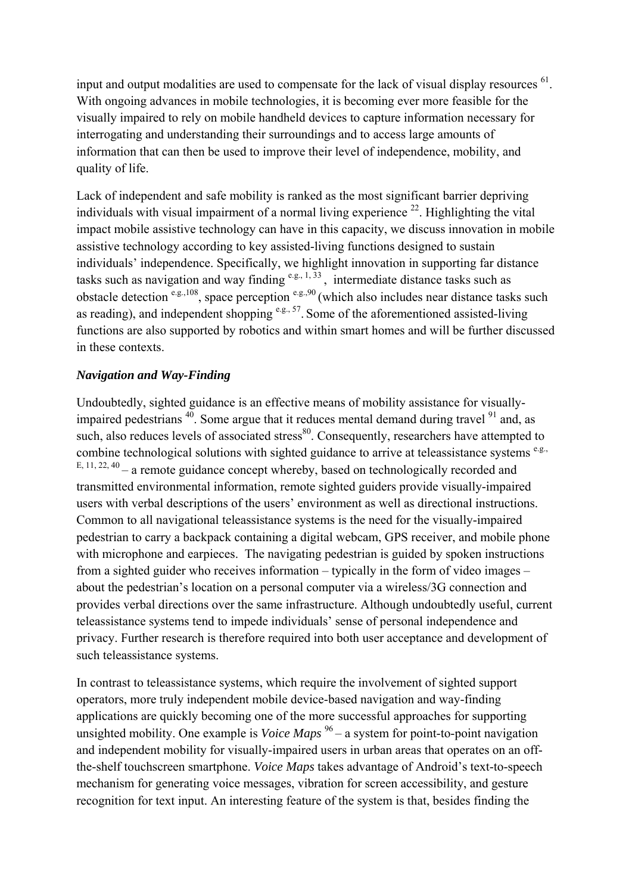input and output modalities are used to compensate for the lack of visual display resources [61]. With ongoing advances in mobile technologies, it is becoming ever more feasible for the visually impaired to rely on mobile handheld devices to capture information necessary for interrogating and understanding their surroundings and to access large amounts of information that can then be used to improve their level of independence, mobility, and quality of life.

Lack of independent and safe mobility is ranked as the most significant barrier depriving individuals with visual impairment of a normal living experience [22]. Highlighting the vital impact mobile assistive technology can have in this capacity, we discuss innovation in mobile assistive technology according to key assisted-living functions designed to sustain individuals' independence. Specifically, we highlight innovation in supporting far distance tasks such as navigation and way finding [e.g., 1, 33], intermediate distance tasks such as obstacle detection [e.g.,108], space perception [e.g.,90] (which also includes near distance tasks such as reading), and independent shopping [e.g., 57]. Some of the aforementioned assisted-living functions are also supported by robotics and within smart homes and will be further discussed in these contexts.

### *Navigation and Way-Finding*

Undoubtedly, sighted guidance is an effective means of mobility assistance for visually-impaired pedestrians [40]. Some argue that it reduces mental demand during travel [91] and, as such, also reduces levels of associated stress[80]. Consequently, researchers have attempted to combine technological solutions with sighted guidance to arrive at teleassistance systems [e.g., E, 11, 22, 40] – a remote guidance concept whereby, based on technologically recorded and transmitted environmental information, remote sighted guiders provide visually-impaired users with verbal descriptions of the users' environment as well as directional instructions. Common to all navigational teleassistance systems is the need for the visually-impaired pedestrian to carry a backpack containing a digital webcam, GPS receiver, and mobile phone with microphone and earpieces. The navigating pedestrian is guided by spoken instructions from a sighted guider who receives information – typically in the form of video images – about the pedestrian's location on a personal computer via a wireless/3G connection and provides verbal directions over the same infrastructure. Although undoubtedly useful, current teleassistance systems tend to impede individuals' sense of personal independence and privacy. Further research is therefore required into both user acceptance and development of such teleassistance systems.

In contrast to teleassistance systems, which require the involvement of sighted support operators, more truly independent mobile device-based navigation and way-finding applications are quickly becoming one of the more successful approaches for supporting unsighted mobility. One example is *Voice Maps* [96] – a system for point-to-point navigation and independent mobility for visually-impaired users in urban areas that operates on an off-the-shelf touchscreen smartphone. *Voice Maps* takes advantage of Android's text-to-speech mechanism for generating voice messages, vibration for screen accessibility, and gesture recognition for text input. An interesting feature of the system is that, besides finding the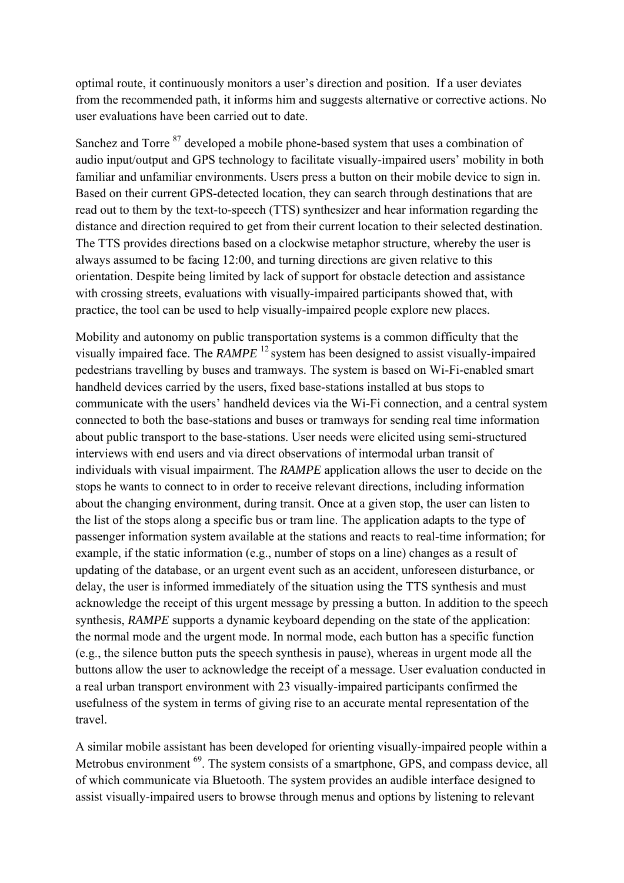optimal route, it continuously monitors a user's direction and position. If a user deviates from the recommended path, it informs him and suggests alternative or corrective actions. No user evaluations have been carried out to date.

Sanchez and Torre [87] developed a mobile phone-based system that uses a combination of audio input/output and GPS technology to facilitate visually-impaired users' mobility in both familiar and unfamiliar environments. Users press a button on their mobile device to sign in. Based on their current GPS-detected location, they can search through destinations that are read out to them by the text-to-speech (TTS) synthesizer and hear information regarding the distance and direction required to get from their current location to their selected destination. The TTS provides directions based on a clockwise metaphor structure, whereby the user is always assumed to be facing 12:00, and turning directions are given relative to this orientation. Despite being limited by lack of support for obstacle detection and assistance with crossing streets, evaluations with visually-impaired participants showed that, with practice, the tool can be used to help visually-impaired people explore new places.

Mobility and autonomy on public transportation systems is a common difficulty that the visually impaired face. The *RAMPE* [12] system has been designed to assist visually-impaired pedestrians travelling by buses and tramways. The system is based on Wi-Fi-enabled smart handheld devices carried by the users, fixed base-stations installed at bus stops to communicate with the users' handheld devices via the Wi-Fi connection, and a central system connected to both the base-stations and buses or tramways for sending real time information about public transport to the base-stations. User needs were elicited using semi-structured interviews with end users and via direct observations of intermodal urban transit of individuals with visual impairment. The *RAMPE* application allows the user to decide on the stops he wants to connect to in order to receive relevant directions, including information about the changing environment, during transit. Once at a given stop, the user can listen to the list of the stops along a specific bus or tram line. The application adapts to the type of passenger information system available at the stations and reacts to real-time information; for example, if the static information (e.g., number of stops on a line) changes as a result of updating of the database, or an urgent event such as an accident, unforeseen disturbance, or delay, the user is informed immediately of the situation using the TTS synthesis and must acknowledge the receipt of this urgent message by pressing a button. In addition to the speech synthesis, *RAMPE* supports a dynamic keyboard depending on the state of the application: the normal mode and the urgent mode. In normal mode, each button has a specific function (e.g., the silence button puts the speech synthesis in pause), whereas in urgent mode all the buttons allow the user to acknowledge the receipt of a message. User evaluation conducted in a real urban transport environment with 23 visually-impaired participants confirmed the usefulness of the system in terms of giving rise to an accurate mental representation of the travel.

A similar mobile assistant has been developed for orienting visually-impaired people within a Metrobus environment [69]. The system consists of a smartphone, GPS, and compass device, all of which communicate via Bluetooth. The system provides an audible interface designed to assist visually-impaired users to browse through menus and options by listening to relevant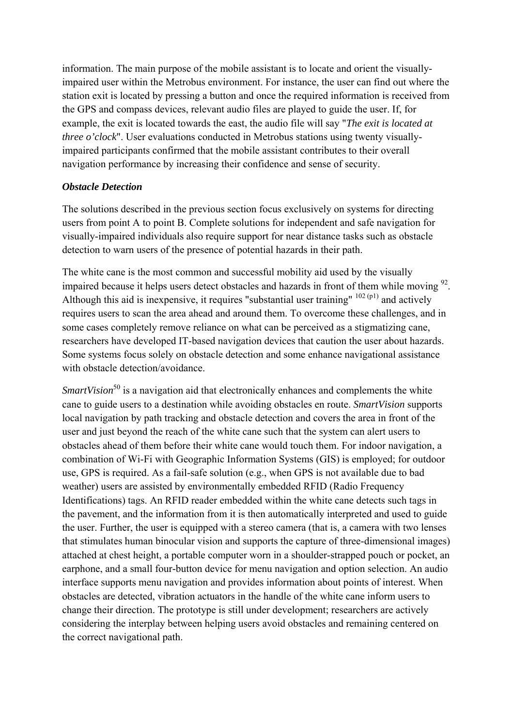information. The main purpose of the mobile assistant is to locate and orient the visually-impaired user within the Metrobus environment. For instance, the user can find out where the station exit is located by pressing a button and once the required information is received from the GPS and compass devices, relevant audio files are played to guide the user. If, for example, the exit is located towards the east, the audio file will say "*The exit is located at three o'clock*". User evaluations conducted in Metrobus stations using twenty visually-impaired participants confirmed that the mobile assistant contributes to their overall navigation performance by increasing their confidence and sense of security.

### *Obstacle Detection*

The solutions described in the previous section focus exclusively on systems for directing users from point A to point B. Complete solutions for independent and safe navigation for visually-impaired individuals also require support for near distance tasks such as obstacle detection to warn users of the presence of potential hazards in their path.

The white cane is the most common and successful mobility aid used by the visually impaired because it helps users detect obstacles and hazards in front of them while moving [92]. Although this aid is inexpensive, it requires "substantial user training" [102 (p1)] and actively requires users to scan the area ahead and around them. To overcome these challenges, and in some cases completely remove reliance on what can be perceived as a stigmatizing cane, researchers have developed IT-based navigation devices that caution the user about hazards. Some systems focus solely on obstacle detection and some enhance navigational assistance with obstacle detection/avoidance.

*SmartVision*[50] is a navigation aid that electronically enhances and complements the white cane to guide users to a destination while avoiding obstacles en route. *SmartVision* supports local navigation by path tracking and obstacle detection and covers the area in front of the user and just beyond the reach of the white cane such that the system can alert users to obstacles ahead of them before their white cane would touch them. For indoor navigation, a combination of Wi-Fi with Geographic Information Systems (GIS) is employed; for outdoor use, GPS is required. As a fail-safe solution (e.g., when GPS is not available due to bad weather) users are assisted by environmentally embedded RFID (Radio Frequency Identifications) tags. An RFID reader embedded within the white cane detects such tags in the pavement, and the information from it is then automatically interpreted and used to guide the user. Further, the user is equipped with a stereo camera (that is, a camera with two lenses that stimulates human binocular vision and supports the capture of three-dimensional images) attached at chest height, a portable computer worn in a shoulder-strapped pouch or pocket, an earphone, and a small four-button device for menu navigation and option selection. An audio interface supports menu navigation and provides information about points of interest. When obstacles are detected, vibration actuators in the handle of the white cane inform users to change their direction. The prototype is still under development; researchers are actively considering the interplay between helping users avoid obstacles and remaining centered on the correct navigational path.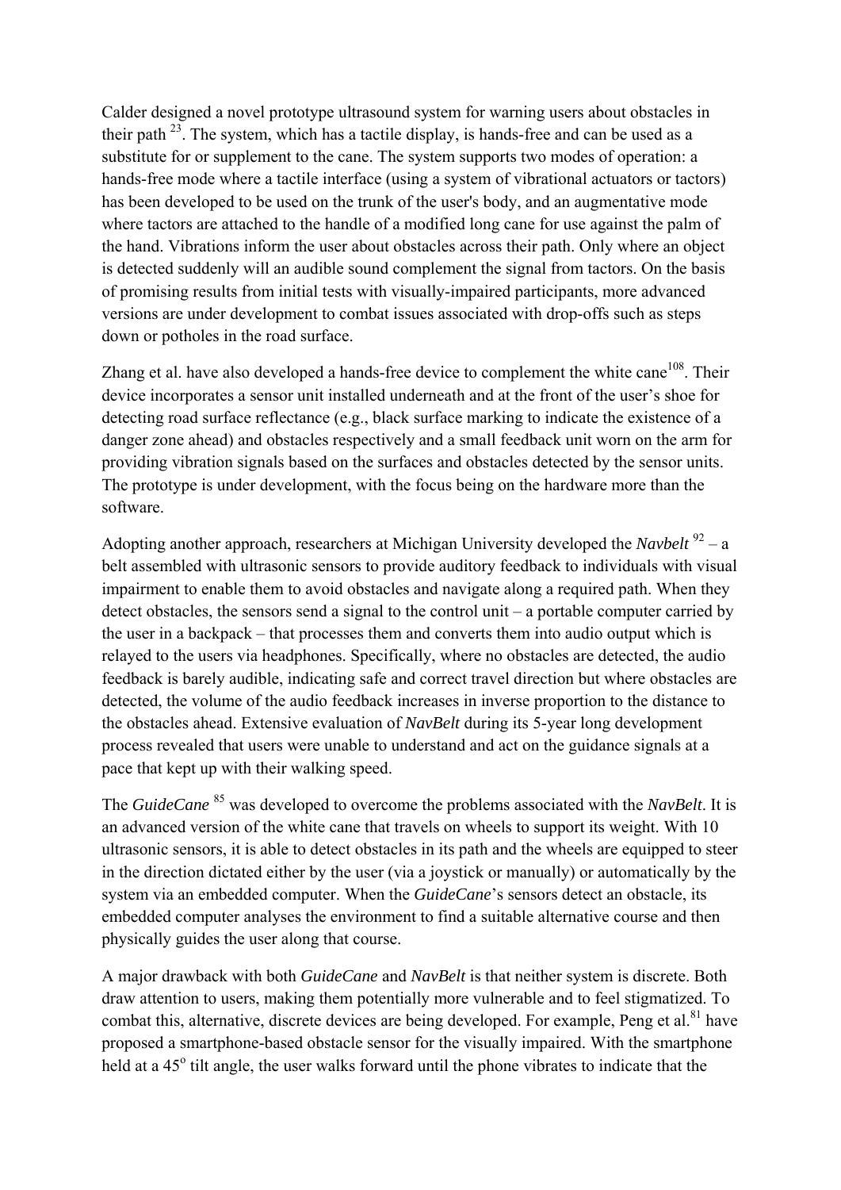Calder designed a novel prototype ultrasound system for warning users about obstacles in their path [23]. The system, which has a tactile display, is hands-free and can be used as a substitute for or supplement to the cane. The system supports two modes of operation: a hands-free mode where a tactile interface (using a system of vibrational actuators or tactors) has been developed to be used on the trunk of the user's body, and an augmentative mode where tactors are attached to the handle of a modified long cane for use against the palm of the hand. Vibrations inform the user about obstacles across their path. Only where an object is detected suddenly will an audible sound complement the signal from tactors. On the basis of promising results from initial tests with visually-impaired participants, more advanced versions are under development to combat issues associated with drop-offs such as steps down or potholes in the road surface.

Zhang et al. have also developed a hands-free device to complement the white cane[108]. Their device incorporates a sensor unit installed underneath and at the front of the user's shoe for detecting road surface reflectance (e.g., black surface marking to indicate the existence of a danger zone ahead) and obstacles respectively and a small feedback unit worn on the arm for providing vibration signals based on the surfaces and obstacles detected by the sensor units. The prototype is under development, with the focus being on the hardware more than the software.

Adopting another approach, researchers at Michigan University developed the *Navbelt* [92] – a belt assembled with ultrasonic sensors to provide auditory feedback to individuals with visual impairment to enable them to avoid obstacles and navigate along a required path. When they detect obstacles, the sensors send a signal to the control unit – a portable computer carried by the user in a backpack – that processes them and converts them into audio output which is relayed to the users via headphones. Specifically, where no obstacles are detected, the audio feedback is barely audible, indicating safe and correct travel direction but where obstacles are detected, the volume of the audio feedback increases in inverse proportion to the distance to the obstacles ahead. Extensive evaluation of *NavBelt* during its 5-year long development process revealed that users were unable to understand and act on the guidance signals at a pace that kept up with their walking speed.

The *GuideCane* [85] was developed to overcome the problems associated with the *NavBelt*. It is an advanced version of the white cane that travels on wheels to support its weight. With 10 ultrasonic sensors, it is able to detect obstacles in its path and the wheels are equipped to steer in the direction dictated either by the user (via a joystick or manually) or automatically by the system via an embedded computer. When the *GuideCane*'s sensors detect an obstacle, its embedded computer analyses the environment to find a suitable alternative course and then physically guides the user along that course.

A major drawback with both *GuideCane* and *NavBelt* is that neither system is discrete. Both draw attention to users, making them potentially more vulnerable and to feel stigmatized. To combat this, alternative, discrete devices are being developed. For example, Peng et al.[81] have proposed a smartphone-based obstacle sensor for the visually impaired. With the smartphone held at a 45$^{o}$ tilt angle, the user walks forward until the phone vibrates to indicate that the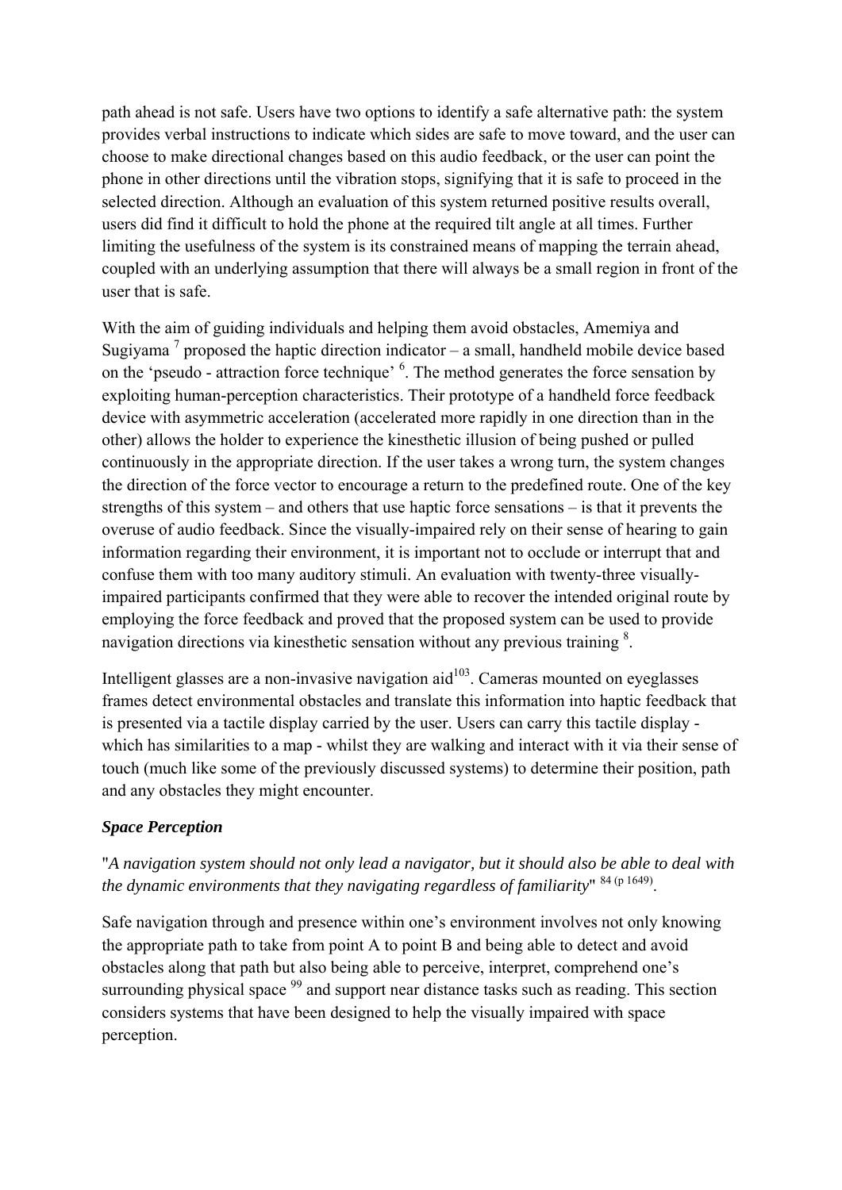path ahead is not safe. Users have two options to identify a safe alternative path: the system provides verbal instructions to indicate which sides are safe to move toward, and the user can choose to make directional changes based on this audio feedback, or the user can point the phone in other directions until the vibration stops, signifying that it is safe to proceed in the selected direction. Although an evaluation of this system returned positive results overall, users did find it difficult to hold the phone at the required tilt angle at all times. Further limiting the usefulness of the system is its constrained means of mapping the terrain ahead, coupled with an underlying assumption that there will always be a small region in front of the user that is safe.

With the aim of guiding individuals and helping them avoid obstacles, Amemiya and Sugiyama [7] proposed the haptic direction indicator – a small, handheld mobile device based on the 'pseudo - attraction force technique' [6]. The method generates the force sensation by exploiting human-perception characteristics. Their prototype of a handheld force feedback device with asymmetric acceleration (accelerated more rapidly in one direction than in the other) allows the holder to experience the kinesthetic illusion of being pushed or pulled continuously in the appropriate direction. If the user takes a wrong turn, the system changes the direction of the force vector to encourage a return to the predefined route. One of the key strengths of this system – and others that use haptic force sensations – is that it prevents the overuse of audio feedback. Since the visually-impaired rely on their sense of hearing to gain information regarding their environment, it is important not to occlude or interrupt that and confuse them with too many auditory stimuli. An evaluation with twenty-three visually-impaired participants confirmed that they were able to recover the intended original route by employing the force feedback and proved that the proposed system can be used to provide navigation directions via kinesthetic sensation without any previous training [8].

Intelligent glasses are a non-invasive navigation aid[103]. Cameras mounted on eyeglasses frames detect environmental obstacles and translate this information into haptic feedback that is presented via a tactile display carried by the user. Users can carry this tactile display - which has similarities to a map - whilst they are walking and interact with it via their sense of touch (much like some of the previously discussed systems) to determine their position, path and any obstacles they might encounter.

### *Space Perception*

"*A navigation system should not only lead a navigator, but it should also be able to deal with the dynamic environments that they navigating regardless of familiarity*" [84 (p 1649)].

Safe navigation through and presence within one's environment involves not only knowing the appropriate path to take from point A to point B and being able to detect and avoid obstacles along that path but also being able to perceive, interpret, comprehend one's surrounding physical space [99] and support near distance tasks such as reading. This section considers systems that have been designed to help the visually impaired with space perception.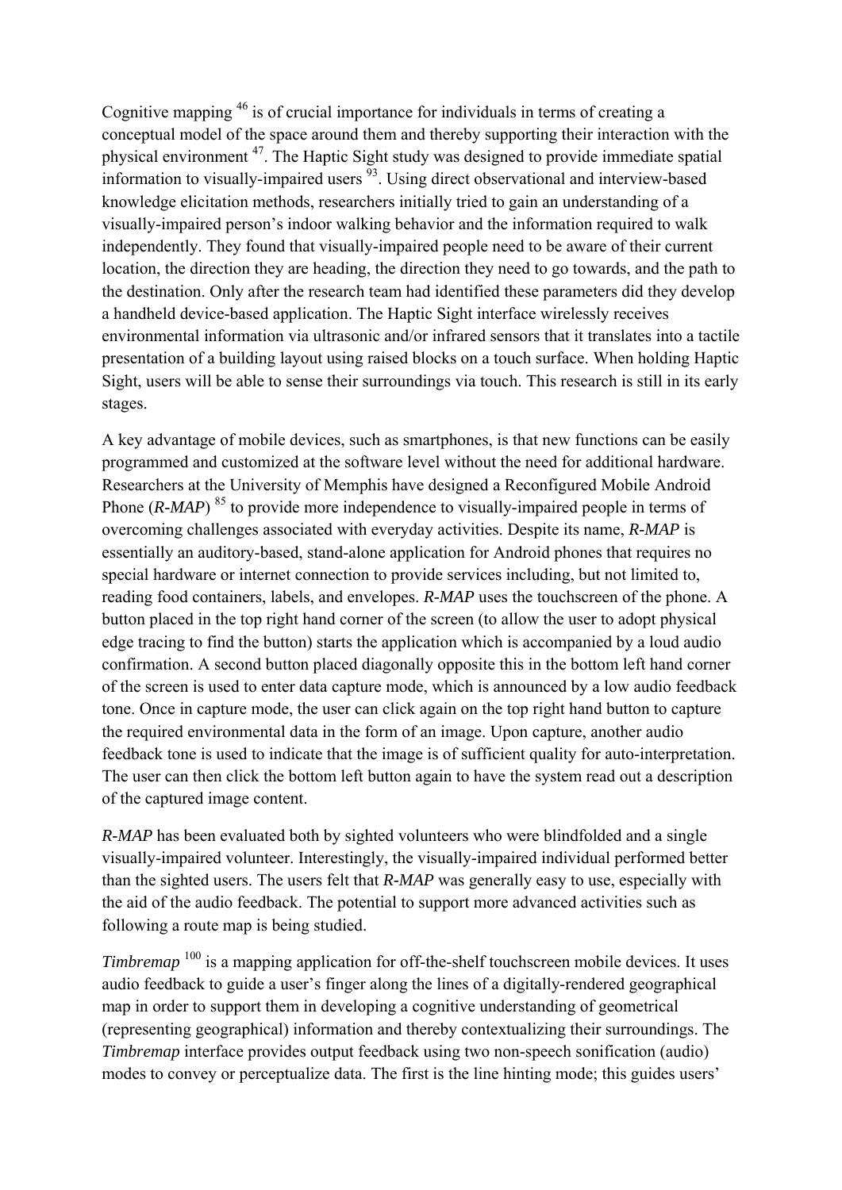Cognitive mapping [46] is of crucial importance for individuals in terms of creating a conceptual model of the space around them and thereby supporting their interaction with the physical environment [47]. The Haptic Sight study was designed to provide immediate spatial information to visually-impaired users [93]. Using direct observational and interview-based knowledge elicitation methods, researchers initially tried to gain an understanding of a visually-impaired person's indoor walking behavior and the information required to walk independently. They found that visually-impaired people need to be aware of their current location, the direction they are heading, the direction they need to go towards, and the path to the destination. Only after the research team had identified these parameters did they develop a handheld device-based application. The Haptic Sight interface wirelessly receives environmental information via ultrasonic and/or infrared sensors that it translates into a tactile presentation of a building layout using raised blocks on a touch surface. When holding Haptic Sight, users will be able to sense their surroundings via touch. This research is still in its early stages.

A key advantage of mobile devices, such as smartphones, is that new functions can be easily programmed and customized at the software level without the need for additional hardware. Researchers at the University of Memphis have designed a Reconfigured Mobile Android Phone (*R-MAP*) [85] to provide more independence to visually-impaired people in terms of overcoming challenges associated with everyday activities. Despite its name, *R-MAP* is essentially an auditory-based, stand-alone application for Android phones that requires no special hardware or internet connection to provide services including, but not limited to, reading food containers, labels, and envelopes. *R-MAP* uses the touchscreen of the phone. A button placed in the top right hand corner of the screen (to allow the user to adopt physical edge tracing to find the button) starts the application which is accompanied by a loud audio confirmation. A second button placed diagonally opposite this in the bottom left hand corner of the screen is used to enter data capture mode, which is announced by a low audio feedback tone. Once in capture mode, the user can click again on the top right hand button to capture the required environmental data in the form of an image. Upon capture, another audio feedback tone is used to indicate that the image is of sufficient quality for auto-interpretation. The user can then click the bottom left button again to have the system read out a description of the captured image content.

*R-MAP* has been evaluated both by sighted volunteers who were blindfolded and a single visually-impaired volunteer. Interestingly, the visually-impaired individual performed better than the sighted users. The users felt that *R-MAP* was generally easy to use, especially with the aid of the audio feedback. The potential to support more advanced activities such as following a route map is being studied.

*Timbremap* [100] is a mapping application for off-the-shelf touchscreen mobile devices. It uses audio feedback to guide a user's finger along the lines of a digitally-rendered geographical map in order to support them in developing a cognitive understanding of geometrical (representing geographical) information and thereby contextualizing their surroundings. The *Timbremap* interface provides output feedback using two non-speech sonification (audio) modes to convey or perceptualize data. The first is the line hinting mode; this guides users'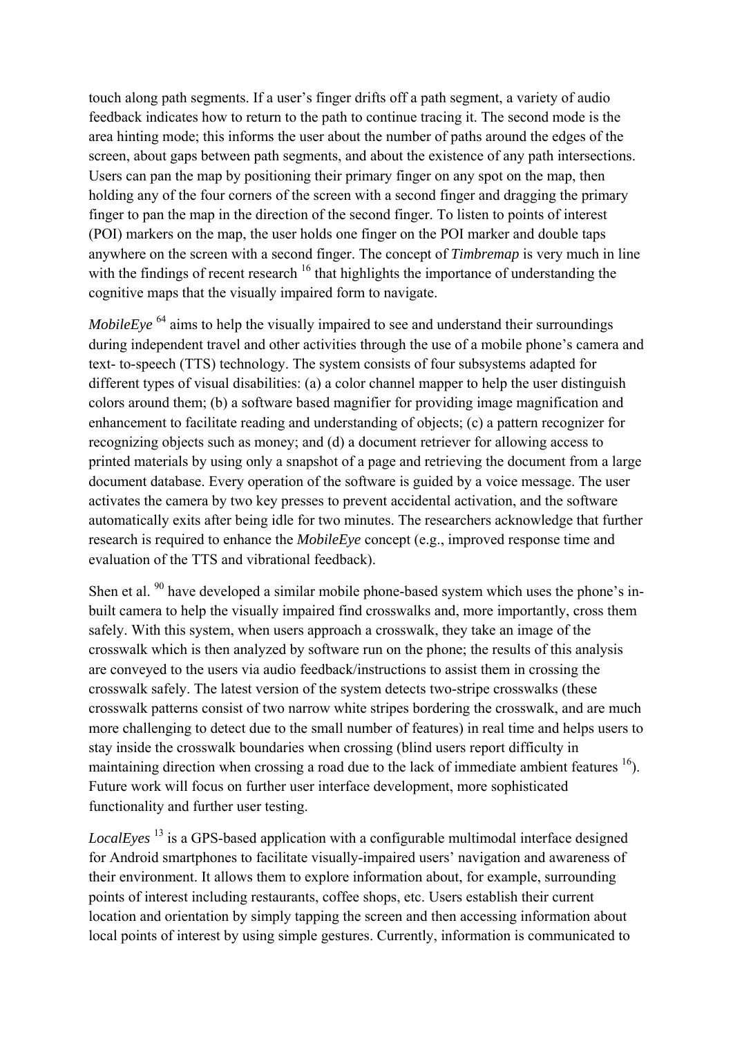touch along path segments. If a user's finger drifts off a path segment, a variety of audio feedback indicates how to return to the path to continue tracing it. The second mode is the area hinting mode; this informs the user about the number of paths around the edges of the screen, about gaps between path segments, and about the existence of any path intersections. Users can pan the map by positioning their primary finger on any spot on the map, then holding any of the four corners of the screen with a second finger and dragging the primary finger to pan the map in the direction of the second finger. To listen to points of interest (POI) markers on the map, the user holds one finger on the POI marker and double taps anywhere on the screen with a second finger. The concept of *Timbremap* is very much in line with the findings of recent research [16] that highlights the importance of understanding the cognitive maps that the visually impaired form to navigate.

*MobileEye* [64] aims to help the visually impaired to see and understand their surroundings during independent travel and other activities through the use of a mobile phone's camera and text- to-speech (TTS) technology. The system consists of four subsystems adapted for different types of visual disabilities: (a) a color channel mapper to help the user distinguish colors around them; (b) a software based magnifier for providing image magnification and enhancement to facilitate reading and understanding of objects; (c) a pattern recognizer for recognizing objects such as money; and (d) a document retriever for allowing access to printed materials by using only a snapshot of a page and retrieving the document from a large document database. Every operation of the software is guided by a voice message. The user activates the camera by two key presses to prevent accidental activation, and the software automatically exits after being idle for two minutes. The researchers acknowledge that further research is required to enhance the *MobileEye* concept (e.g., improved response time and evaluation of the TTS and vibrational feedback).

Shen et al. [90] have developed a similar mobile phone-based system which uses the phone's in-built camera to help the visually impaired find crosswalks and, more importantly, cross them safely. With this system, when users approach a crosswalk, they take an image of the crosswalk which is then analyzed by software run on the phone; the results of this analysis are conveyed to the users via audio feedback/instructions to assist them in crossing the crosswalk safely. The latest version of the system detects two-stripe crosswalks (these crosswalk patterns consist of two narrow white stripes bordering the crosswalk, and are much more challenging to detect due to the small number of features) in real time and helps users to stay inside the crosswalk boundaries when crossing (blind users report difficulty in maintaining direction when crossing a road due to the lack of immediate ambient features [16]). Future work will focus on further user interface development, more sophisticated functionality and further user testing.

*LocalEyes* [13] is a GPS-based application with a configurable multimodal interface designed for Android smartphones to facilitate visually-impaired users' navigation and awareness of their environment. It allows them to explore information about, for example, surrounding points of interest including restaurants, coffee shops, etc. Users establish their current location and orientation by simply tapping the screen and then accessing information about local points of interest by using simple gestures. Currently, information is communicated to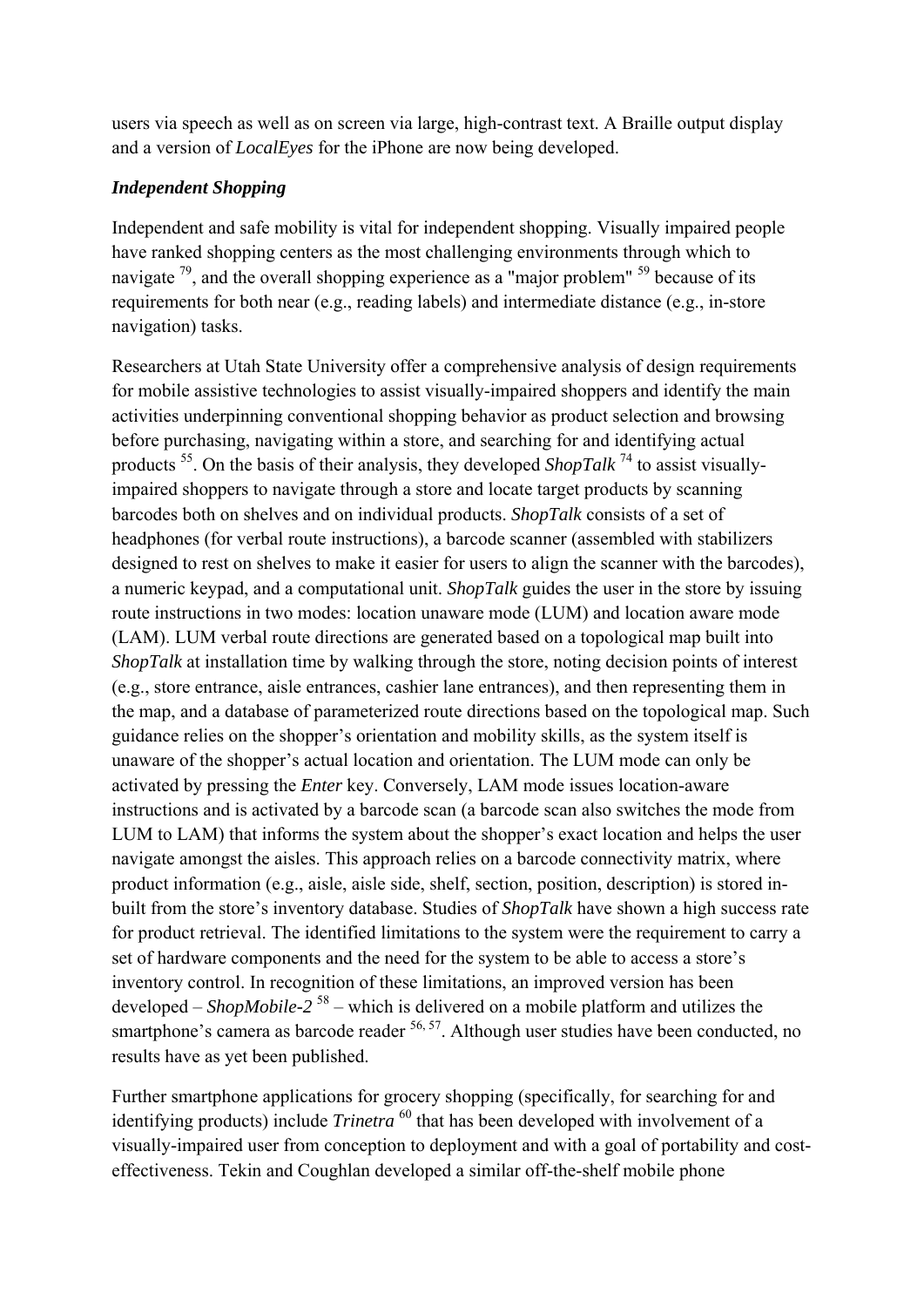users via speech as well as on screen via large, high-contrast text. A Braille output display and a version of *LocalEyes* for the iPhone are now being developed.

### *Independent Shopping*

Independent and safe mobility is vital for independent shopping. Visually impaired people have ranked shopping centers as the most challenging environments through which to navigate [79], and the overall shopping experience as a "major problem" [59] because of its requirements for both near (e.g., reading labels) and intermediate distance (e.g., in-store navigation) tasks.

Researchers at Utah State University offer a comprehensive analysis of design requirements for mobile assistive technologies to assist visually-impaired shoppers and identify the main activities underpinning conventional shopping behavior as product selection and browsing before purchasing, navigating within a store, and searching for and identifying actual products [55]. On the basis of their analysis, they developed *ShopTalk* [74] to assist visually-impaired shoppers to navigate through a store and locate target products by scanning barcodes both on shelves and on individual products. *ShopTalk* consists of a set of headphones (for verbal route instructions), a barcode scanner (assembled with stabilizers designed to rest on shelves to make it easier for users to align the scanner with the barcodes), a numeric keypad, and a computational unit. *ShopTalk* guides the user in the store by issuing route instructions in two modes: location unaware mode (LUM) and location aware mode (LAM). LUM verbal route directions are generated based on a topological map built into *ShopTalk* at installation time by walking through the store, noting decision points of interest (e.g., store entrance, aisle entrances, cashier lane entrances), and then representing them in the map, and a database of parameterized route directions based on the topological map. Such guidance relies on the shopper's orientation and mobility skills, as the system itself is unaware of the shopper's actual location and orientation. The LUM mode can only be activated by pressing the *Enter* key. Conversely, LAM mode issues location-aware instructions and is activated by a barcode scan (a barcode scan also switches the mode from LUM to LAM) that informs the system about the shopper's exact location and helps the user navigate amongst the aisles. This approach relies on a barcode connectivity matrix, where product information (e.g., aisle, aisle side, shelf, section, position, description) is stored in-built from the store's inventory database. Studies of *ShopTalk* have shown a high success rate for product retrieval. The identified limitations to the system were the requirement to carry a set of hardware components and the need for the system to be able to access a store's inventory control. In recognition of these limitations, an improved version has been developed – *ShopMobile-2* [58] – which is delivered on a mobile platform and utilizes the smartphone's camera as barcode reader [56, 57]. Although user studies have been conducted, no results have as yet been published.

Further smartphone applications for grocery shopping (specifically, for searching for and identifying products) include *Trinetra* [60] that has been developed with involvement of a visually-impaired user from conception to deployment and with a goal of portability and cost-effectiveness. Tekin and Coughlan developed a similar off-the-shelf mobile phone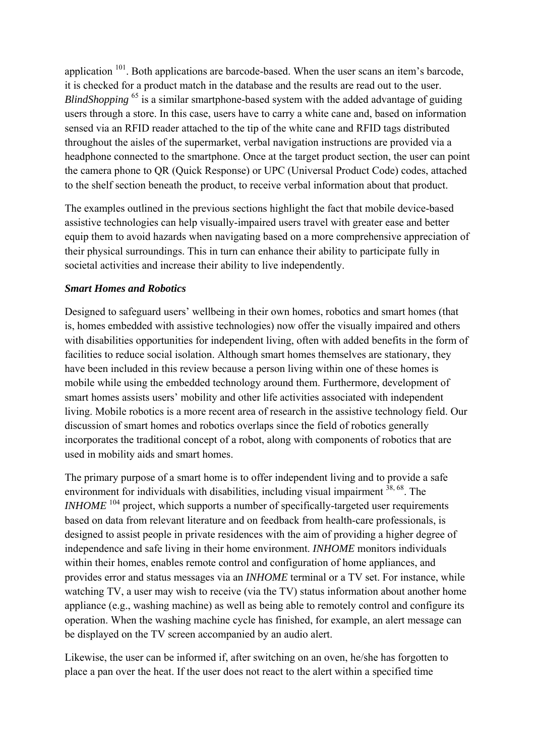application [101]. Both applications are barcode-based. When the user scans an item's barcode, it is checked for a product match in the database and the results are read out to the user. *BlindShopping* [65] is a similar smartphone-based system with the added advantage of guiding users through a store. In this case, users have to carry a white cane and, based on information sensed via an RFID reader attached to the tip of the white cane and RFID tags distributed throughout the aisles of the supermarket, verbal navigation instructions are provided via a headphone connected to the smartphone. Once at the target product section, the user can point the camera phone to QR (Quick Response) or UPC (Universal Product Code) codes, attached to the shelf section beneath the product, to receive verbal information about that product.

The examples outlined in the previous sections highlight the fact that mobile device-based assistive technologies can help visually-impaired users travel with greater ease and better equip them to avoid hazards when navigating based on a more comprehensive appreciation of their physical surroundings. This in turn can enhance their ability to participate fully in societal activities and increase their ability to live independently.

***Smart Homes and Robotics***

Designed to safeguard users' wellbeing in their own homes, robotics and smart homes (that is, homes embedded with assistive technologies) now offer the visually impaired and others with disabilities opportunities for independent living, often with added benefits in the form of facilities to reduce social isolation. Although smart homes themselves are stationary, they have been included in this review because a person living within one of these homes is mobile while using the embedded technology around them. Furthermore, development of smart homes assists users' mobility and other life activities associated with independent living. Mobile robotics is a more recent area of research in the assistive technology field. Our discussion of smart homes and robotics overlaps since the field of robotics generally incorporates the traditional concept of a robot, along with components of robotics that are used in mobility aids and smart homes.

The primary purpose of a smart home is to offer independent living and to provide a safe environment for individuals with disabilities, including visual impairment [38, 68]. The *INHOME* [104] project, which supports a number of specifically-targeted user requirements based on data from relevant literature and on feedback from health-care professionals, is designed to assist people in private residences with the aim of providing a higher degree of independence and safe living in their home environment. *INHOME* monitors individuals within their homes, enables remote control and configuration of home appliances, and provides error and status messages via an *INHOME* terminal or a TV set. For instance, while watching TV, a user may wish to receive (via the TV) status information about another home appliance (e.g., washing machine) as well as being able to remotely control and configure its operation. When the washing machine cycle has finished, for example, an alert message can be displayed on the TV screen accompanied by an audio alert.

Likewise, the user can be informed if, after switching on an oven, he/she has forgotten to place a pan over the heat. If the user does not react to the alert within a specified time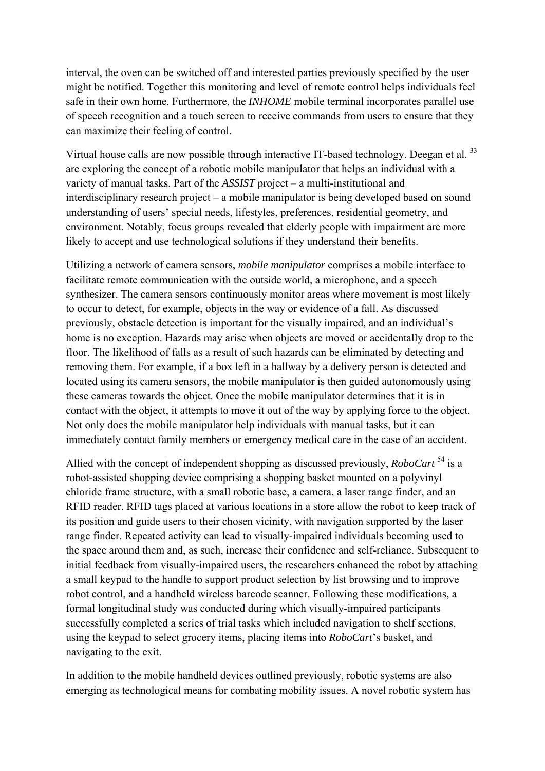interval, the oven can be switched off and interested parties previously specified by the user might be notified. Together this monitoring and level of remote control helps individuals feel safe in their own home. Furthermore, the *INHOME* mobile terminal incorporates parallel use of speech recognition and a touch screen to receive commands from users to ensure that they can maximize their feeling of control.

Virtual house calls are now possible through interactive IT-based technology. Deegan et al. [33] are exploring the concept of a robotic mobile manipulator that helps an individual with a variety of manual tasks. Part of the *ASSIST* project – a multi-institutional and interdisciplinary research project – a mobile manipulator is being developed based on sound understanding of users' special needs, lifestyles, preferences, residential geometry, and environment. Notably, focus groups revealed that elderly people with impairment are more likely to accept and use technological solutions if they understand their benefits.

Utilizing a network of camera sensors, *mobile manipulator* comprises a mobile interface to facilitate remote communication with the outside world, a microphone, and a speech synthesizer. The camera sensors continuously monitor areas where movement is most likely to occur to detect, for example, objects in the way or evidence of a fall. As discussed previously, obstacle detection is important for the visually impaired, and an individual's home is no exception. Hazards may arise when objects are moved or accidentally drop to the floor. The likelihood of falls as a result of such hazards can be eliminated by detecting and removing them. For example, if a box left in a hallway by a delivery person is detected and located using its camera sensors, the mobile manipulator is then guided autonomously using these cameras towards the object. Once the mobile manipulator determines that it is in contact with the object, it attempts to move it out of the way by applying force to the object. Not only does the mobile manipulator help individuals with manual tasks, but it can immediately contact family members or emergency medical care in the case of an accident.

Allied with the concept of independent shopping as discussed previously, *RoboCart* [54] is a robot-assisted shopping device comprising a shopping basket mounted on a polyvinyl chloride frame structure, with a small robotic base, a camera, a laser range finder, and an RFID reader. RFID tags placed at various locations in a store allow the robot to keep track of its position and guide users to their chosen vicinity, with navigation supported by the laser range finder. Repeated activity can lead to visually-impaired individuals becoming used to the space around them and, as such, increase their confidence and self-reliance. Subsequent to initial feedback from visually-impaired users, the researchers enhanced the robot by attaching a small keypad to the handle to support product selection by list browsing and to improve robot control, and a handheld wireless barcode scanner. Following these modifications, a formal longitudinal study was conducted during which visually-impaired participants successfully completed a series of trial tasks which included navigation to shelf sections, using the keypad to select grocery items, placing items into *RoboCart*'s basket, and navigating to the exit.

In addition to the mobile handheld devices outlined previously, robotic systems are also emerging as technological means for combating mobility issues. A novel robotic system has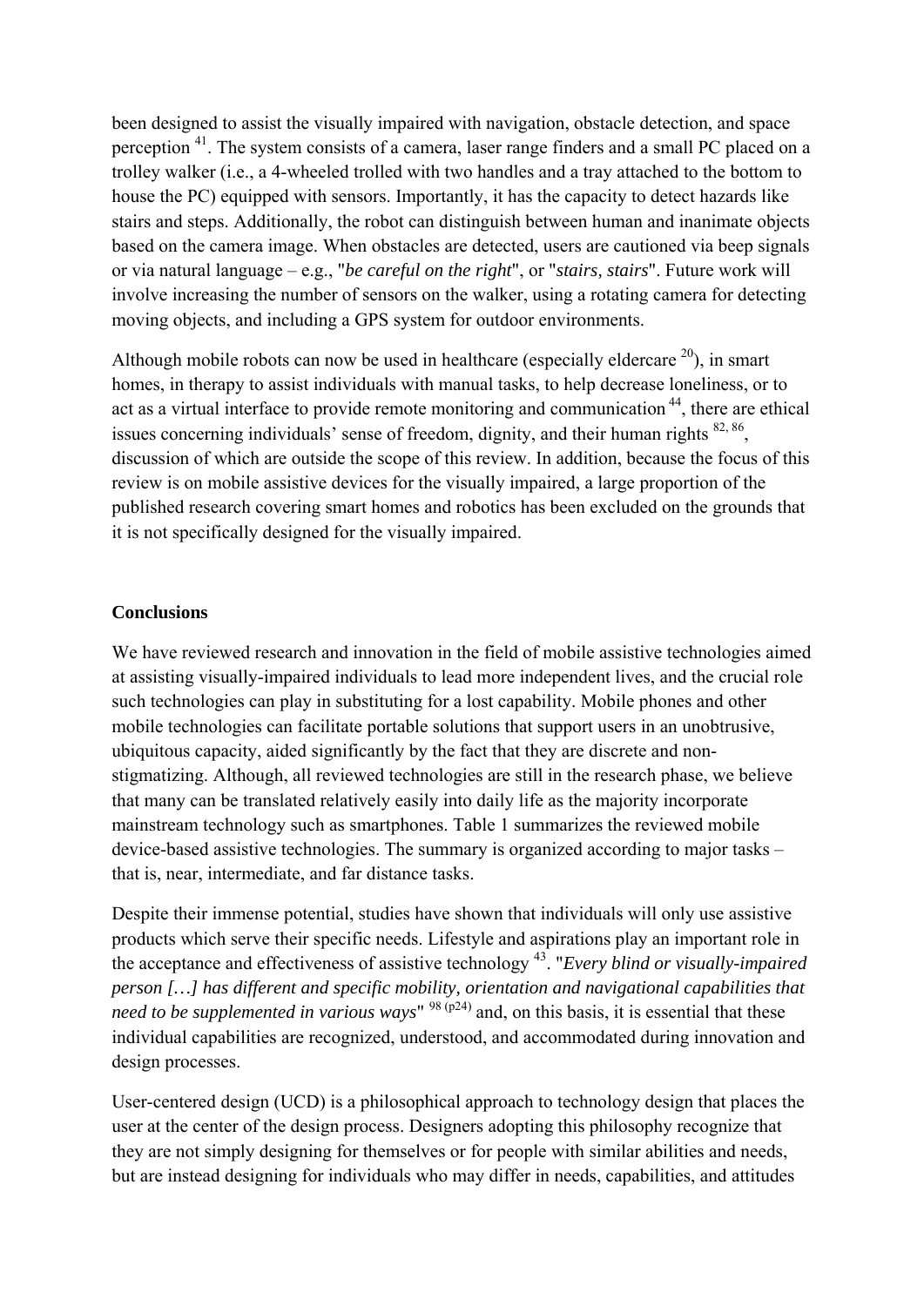been designed to assist the visually impaired with navigation, obstacle detection, and space perception [41]. The system consists of a camera, laser range finders and a small PC placed on a trolley walker (i.e., a 4-wheeled trolled with two handles and a tray attached to the bottom to house the PC) equipped with sensors. Importantly, it has the capacity to detect hazards like stairs and steps. Additionally, the robot can distinguish between human and inanimate objects based on the camera image. When obstacles are detected, users are cautioned via beep signals or via natural language – e.g., "*be careful on the right*", or "*stairs, stairs*". Future work will involve increasing the number of sensors on the walker, using a rotating camera for detecting moving objects, and including a GPS system for outdoor environments.

Although mobile robots can now be used in healthcare (especially eldercare [20]), in smart homes, in therapy to assist individuals with manual tasks, to help decrease loneliness, or to act as a virtual interface to provide remote monitoring and communication [44], there are ethical issues concerning individuals' sense of freedom, dignity, and their human rights [82, 86], discussion of which are outside the scope of this review. In addition, because the focus of this review is on mobile assistive devices for the visually impaired, a large proportion of the published research covering smart homes and robotics has been excluded on the grounds that it is not specifically designed for the visually impaired.

**Conclusions**

We have reviewed research and innovation in the field of mobile assistive technologies aimed at assisting visually-impaired individuals to lead more independent lives, and the crucial role such technologies can play in substituting for a lost capability. Mobile phones and other mobile technologies can facilitate portable solutions that support users in an unobtrusive, ubiquitous capacity, aided significantly by the fact that they are discrete and non-stigmatizing. Although, all reviewed technologies are still in the research phase, we believe that many can be translated relatively easily into daily life as the majority incorporate mainstream technology such as smartphones. Table 1 summarizes the reviewed mobile device-based assistive technologies. The summary is organized according to major tasks – that is, near, intermediate, and far distance tasks.

Despite their immense potential, studies have shown that individuals will only use assistive products which serve their specific needs. Lifestyle and aspirations play an important role in the acceptance and effectiveness of assistive technology [43]. "*Every blind or visually-impaired person […] has different and specific mobility, orientation and navigational capabilities that need to be supplemented in various ways*" [98 (p24)] and, on this basis, it is essential that these individual capabilities are recognized, understood, and accommodated during innovation and design processes.

User-centered design (UCD) is a philosophical approach to technology design that places the user at the center of the design process. Designers adopting this philosophy recognize that they are not simply designing for themselves or for people with similar abilities and needs, but are instead designing for individuals who may differ in needs, capabilities, and attitudes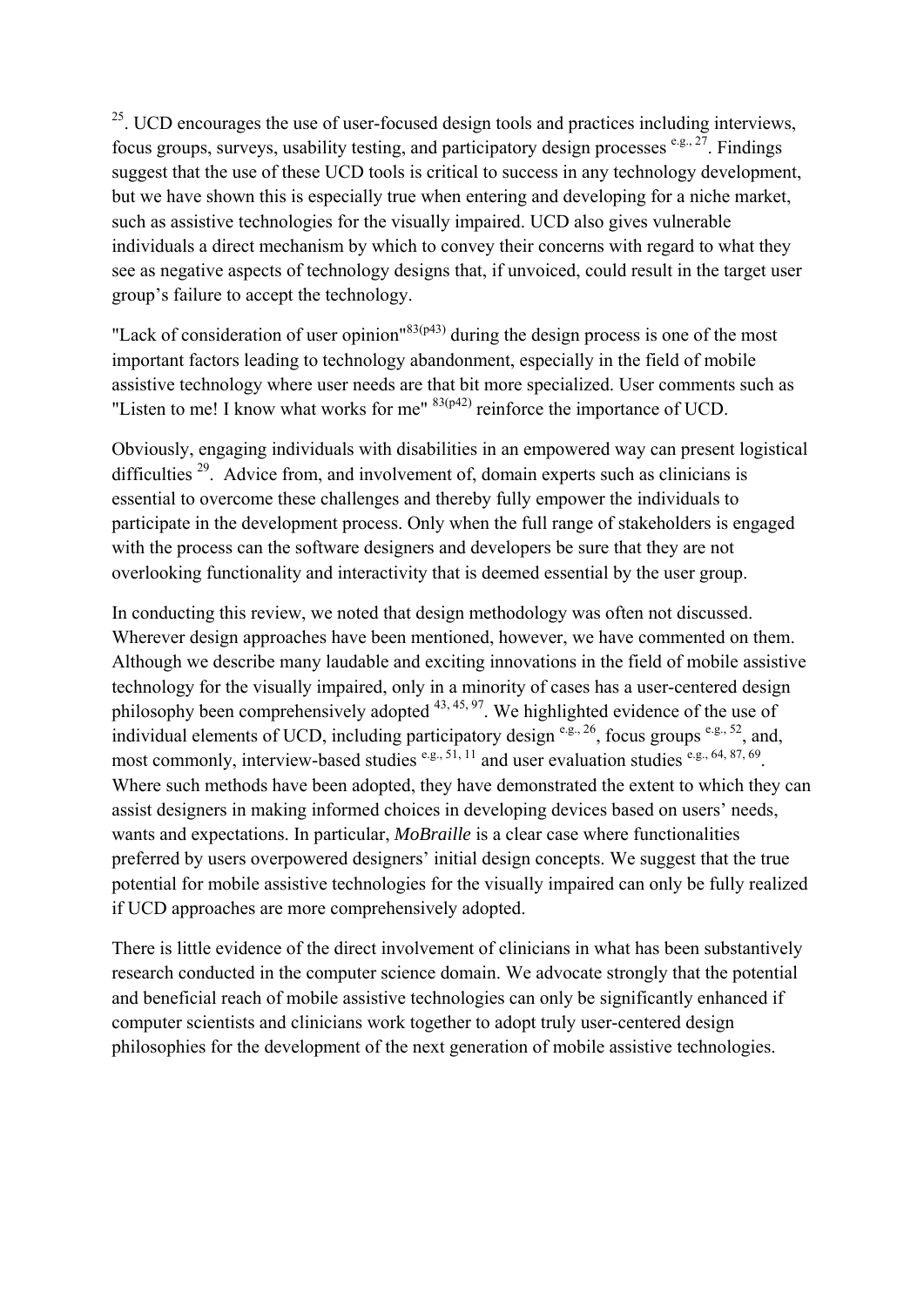[25]. UCD encourages the use of user-focused design tools and practices including interviews, focus groups, surveys, usability testing, and participatory design processes [e.g., 27]. Findings suggest that the use of these UCD tools is critical to success in any technology development, but we have shown this is especially true when entering and developing for a niche market, such as assistive technologies for the visually impaired. UCD also gives vulnerable individuals a direct mechanism by which to convey their concerns with regard to what they see as negative aspects of technology designs that, if unvoiced, could result in the target user group's failure to accept the technology.

"Lack of consideration of user opinion"[83(p43)] during the design process is one of the most important factors leading to technology abandonment, especially in the field of mobile assistive technology where user needs are that bit more specialized. User comments such as "Listen to me! I know what works for me" [83(p42)] reinforce the importance of UCD.

Obviously, engaging individuals with disabilities in an empowered way can present logistical difficulties [29]. Advice from, and involvement of, domain experts such as clinicians is essential to overcome these challenges and thereby fully empower the individuals to participate in the development process. Only when the full range of stakeholders is engaged with the process can the software designers and developers be sure that they are not overlooking functionality and interactivity that is deemed essential by the user group.

In conducting this review, we noted that design methodology was often not discussed. Wherever design approaches have been mentioned, however, we have commented on them. Although we describe many laudable and exciting innovations in the field of mobile assistive technology for the visually impaired, only in a minority of cases has a user-centered design philosophy been comprehensively adopted [43, 45, 97]. We highlighted evidence of the use of individual elements of UCD, including participatory design [e.g., 26], focus groups [e.g., 52], and, most commonly, interview-based studies [e.g., 51, 11] and user evaluation studies [e.g., 64, 87, 69]. Where such methods have been adopted, they have demonstrated the extent to which they can assist designers in making informed choices in developing devices based on users' needs, wants and expectations. In particular, *MoBraille* is a clear case where functionalities preferred by users overpowered designers' initial design concepts. We suggest that the true potential for mobile assistive technologies for the visually impaired can only be fully realized if UCD approaches are more comprehensively adopted.

There is little evidence of the direct involvement of clinicians in what has been substantively research conducted in the computer science domain. We advocate strongly that the potential and beneficial reach of mobile assistive technologies can only be significantly enhanced if computer scientists and clinicians work together to adopt truly user-centered design philosophies for the development of the next generation of mobile assistive technologies.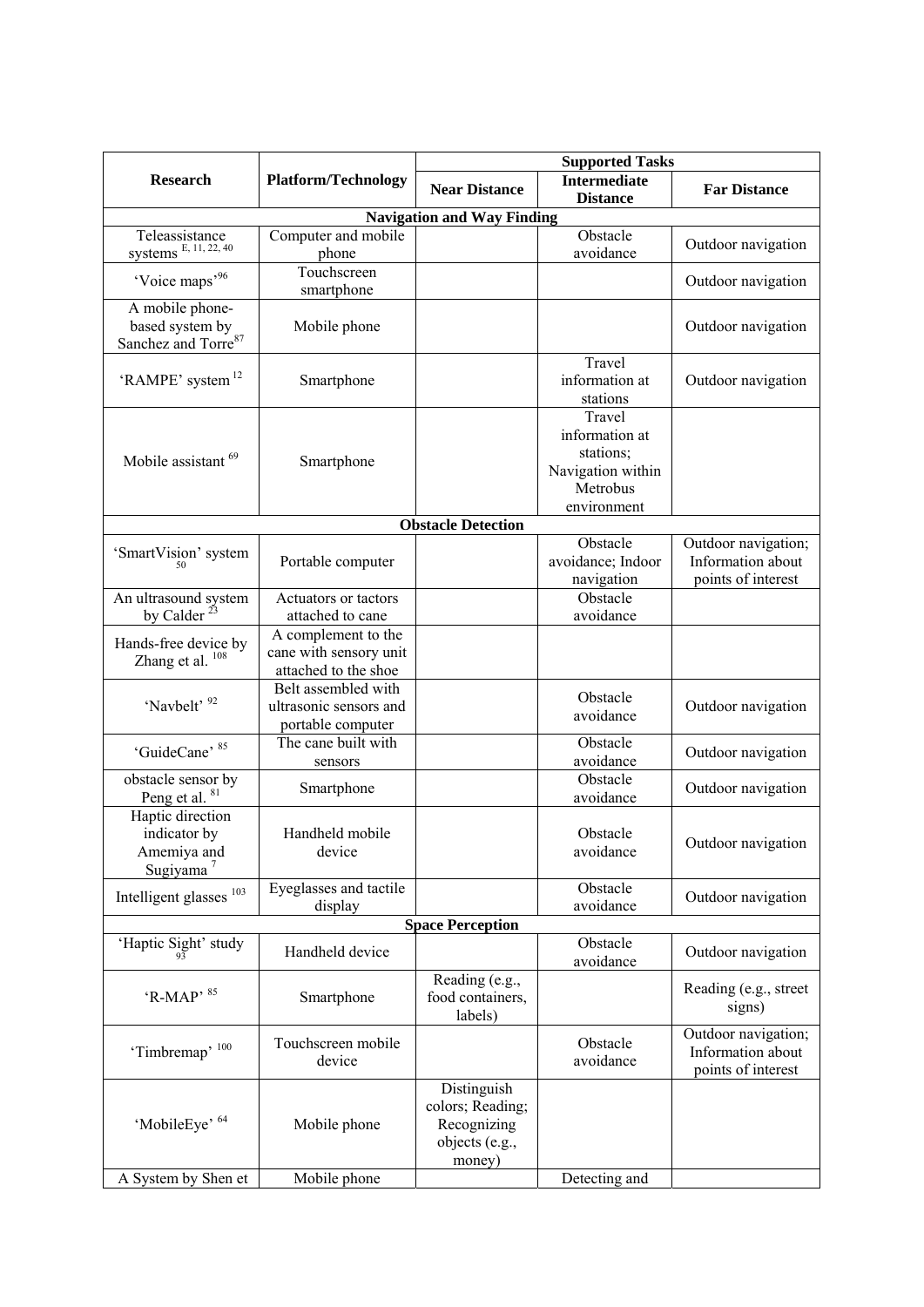| Research | Platform/Technology | Supported Tasks | | |
|---|---|---|---|---|
| | | Near Distance | Intermediate Distance | Far Distance |
| **Navigation and Way Finding** | | | | |
| Teleassistance systems [E, 11, 22, 40] | Computer and mobile phone | | Obstacle avoidance | Outdoor navigation |
| 'Voice maps'[96] | Touchscreen smartphone | | | Outdoor navigation |
| A mobile phone-based system by Sanchez and Torre[87] | Mobile phone | | | Outdoor navigation |
| 'RAMPE' system [12] | Smartphone | | Travel information at stations | Outdoor navigation |
| Mobile assistant [69] | Smartphone | | Travel information at stations; Navigation within Metrobus environment | |
| **Obstacle Detection** | | | | |
| 'SmartVision' system [50] | Portable computer | | Obstacle avoidance; Indoor navigation | Outdoor navigation; Information about points of interest |
| An ultrasound system by Calder [23] | Actuators or tactors attached to cane | | Obstacle avoidance | |
| Hands-free device by Zhang et al. [108] | A complement to the cane with sensory unit attached to the shoe | | | |
| 'Navbelt' [92] | Belt assembled with ultrasonic sensors and portable computer | | Obstacle avoidance | Outdoor navigation |
| 'GuideCane' [85] | The cane built with sensors | | Obstacle avoidance | Outdoor navigation |
| obstacle sensor by Peng et al. [81] | Smartphone | | Obstacle avoidance | Outdoor navigation |
| Haptic direction indicator by Amemiya and Sugiyama [7] | Handheld mobile device | | Obstacle avoidance | Outdoor navigation |
| Intelligent glasses [103] | Eyeglasses and tactile display | | Obstacle avoidance | Outdoor navigation |
| **Space Perception** | | | | |
| 'Haptic Sight' study [93] | Handheld device | | Obstacle avoidance | Outdoor navigation |
| 'R-MAP' [85] | Smartphone | Reading (e.g., food containers, labels) | | Reading (e.g., street signs) |
| 'Timbremap' [100] | Touchscreen mobile device | | Obstacle avoidance | Outdoor navigation; Information about points of interest |
| 'MobileEye' [64] | Mobile phone | Distinguish colors; Reading; Recognizing objects (e.g., money) | | |
| A System by Shen et | Mobile phone | | Detecting and | |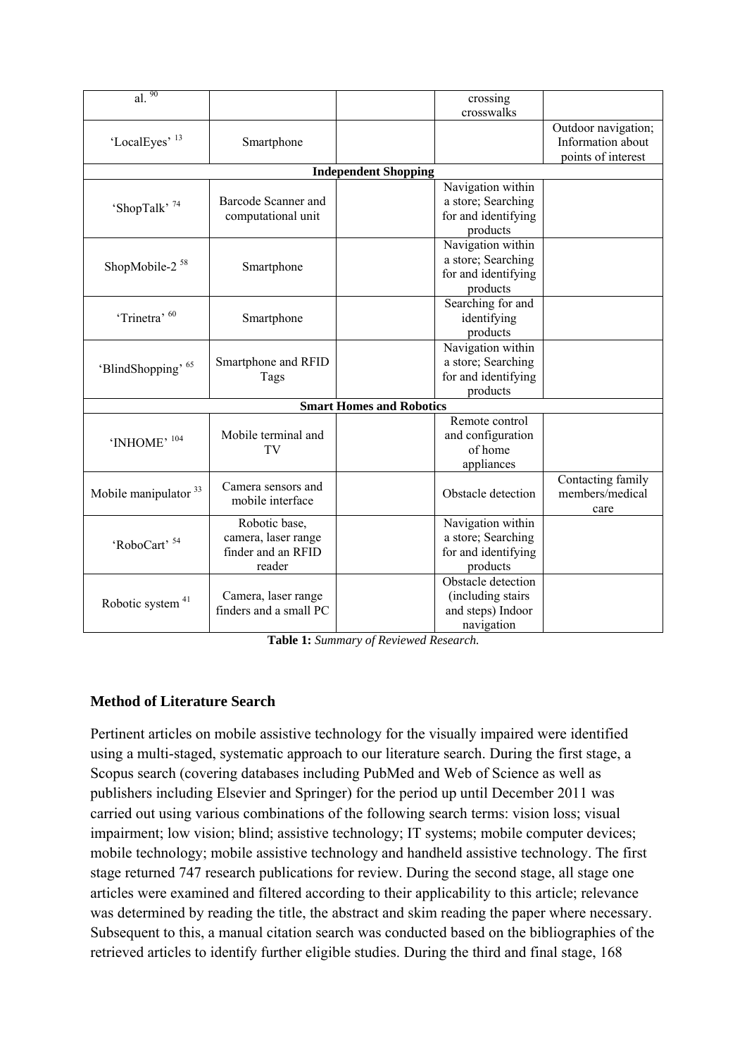| | | | | |
|---|---|---|---|---|
| al. [90] | | | crossing crosswalks | |
| 'LocalEyes' [13] | Smartphone | | | Outdoor navigation; Information about points of interest |
| **Independent Shopping** | | | | |
| 'ShopTalk' [74] | Barcode Scanner and computational unit | | Navigation within a store; Searching for and identifying products | |
| ShopMobile-2 [58] | Smartphone | | Navigation within a store; Searching for and identifying products | |
| 'Trinetra' [60] | Smartphone | | Searching for and identifying products | |
| 'BlindShopping' [65] | Smartphone and RFID Tags | | Navigation within a store; Searching for and identifying products | |
| **Smart Homes and Robotics** | | | | |
| 'INHOME' [104] | Mobile terminal and TV | | Remote control and configuration of home appliances | |
| Mobile manipulator [33] | Camera sensors and mobile interface | | Obstacle detection | Contacting family members/medical care |
| 'RoboCart' [54] | Robotic base, camera, laser range finder and an RFID reader | | Navigation within a store; Searching for and identifying products | |
| Robotic system [41] | Camera, laser range finders and a small PC | | Obstacle detection (including stairs and steps) Indoor navigation | |

**Table 1:** *Summary of Reviewed Research.*

## Method of Literature Search

Pertinent articles on mobile assistive technology for the visually impaired were identified using a multi-staged, systematic approach to our literature search. During the first stage, a Scopus search (covering databases including PubMed and Web of Science as well as publishers including Elsevier and Springer) for the period up until December 2011 was carried out using various combinations of the following search terms: vision loss; visual impairment; low vision; blind; assistive technology; IT systems; mobile computer devices; mobile technology; mobile assistive technology and handheld assistive technology. The first stage returned 747 research publications for review. During the second stage, all stage one articles were examined and filtered according to their applicability to this article; relevance was determined by reading the title, the abstract and skim reading the paper where necessary. Subsequent to this, a manual citation search was conducted based on the bibliographies of the retrieved articles to identify further eligible studies. During the third and final stage, 168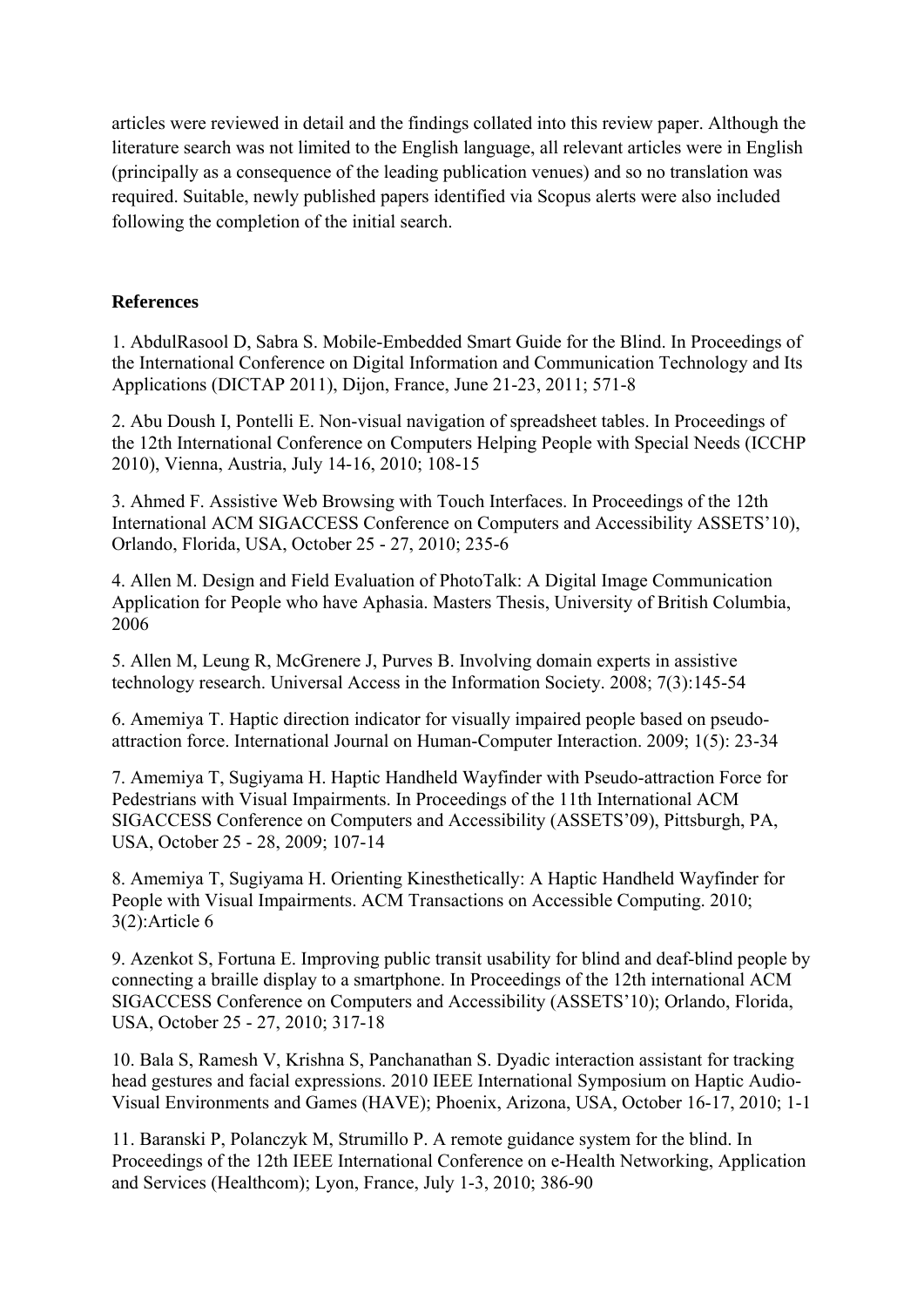articles were reviewed in detail and the findings collated into this review paper. Although the literature search was not limited to the English language, all relevant articles were in English (principally as a consequence of the leading publication venues) and so no translation was required. Suitable, newly published papers identified via Scopus alerts were also included following the completion of the initial search.

**References**

1. AbdulRasool D, Sabra S. Mobile-Embedded Smart Guide for the Blind. In Proceedings of the International Conference on Digital Information and Communication Technology and Its Applications (DICTAP 2011), Dijon, France, June 21-23, 2011; 571-8

2. Abu Doush I, Pontelli E. Non-visual navigation of spreadsheet tables. In Proceedings of the 12th International Conference on Computers Helping People with Special Needs (ICCHP 2010), Vienna, Austria, July 14-16, 2010; 108-15

3. Ahmed F. Assistive Web Browsing with Touch Interfaces. In Proceedings of the 12th International ACM SIGACCESS Conference on Computers and Accessibility ASSETS'10), Orlando, Florida, USA, October 25 - 27, 2010; 235-6

4. Allen M. Design and Field Evaluation of PhotoTalk: A Digital Image Communication Application for People who have Aphasia. Masters Thesis, University of British Columbia, 2006

5. Allen M, Leung R, McGrenere J, Purves B. Involving domain experts in assistive technology research. Universal Access in the Information Society. 2008; 7(3):145-54

6. Amemiya T. Haptic direction indicator for visually impaired people based on pseudo-attraction force. International Journal on Human-Computer Interaction. 2009; 1(5): 23-34

7. Amemiya T, Sugiyama H. Haptic Handheld Wayfinder with Pseudo-attraction Force for Pedestrians with Visual Impairments. In Proceedings of the 11th International ACM SIGACCESS Conference on Computers and Accessibility (ASSETS'09), Pittsburgh, PA, USA, October 25 - 28, 2009; 107-14

8. Amemiya T, Sugiyama H. Orienting Kinesthetically: A Haptic Handheld Wayfinder for People with Visual Impairments. ACM Transactions on Accessible Computing. 2010; 3(2):Article 6

9. Azenkot S, Fortuna E. Improving public transit usability for blind and deaf-blind people by connecting a braille display to a smartphone. In Proceedings of the 12th international ACM SIGACCESS Conference on Computers and Accessibility (ASSETS'10); Orlando, Florida, USA, October 25 - 27, 2010; 317-18

10. Bala S, Ramesh V, Krishna S, Panchanathan S. Dyadic interaction assistant for tracking head gestures and facial expressions. 2010 IEEE International Symposium on Haptic Audio-Visual Environments and Games (HAVE); Phoenix, Arizona, USA, October 16-17, 2010; 1-1

11. Baranski P, Polanczyk M, Strumillo P. A remote guidance system for the blind. In Proceedings of the 12th IEEE International Conference on e-Health Networking, Application and Services (Healthcom); Lyon, France, July 1-3, 2010; 386-90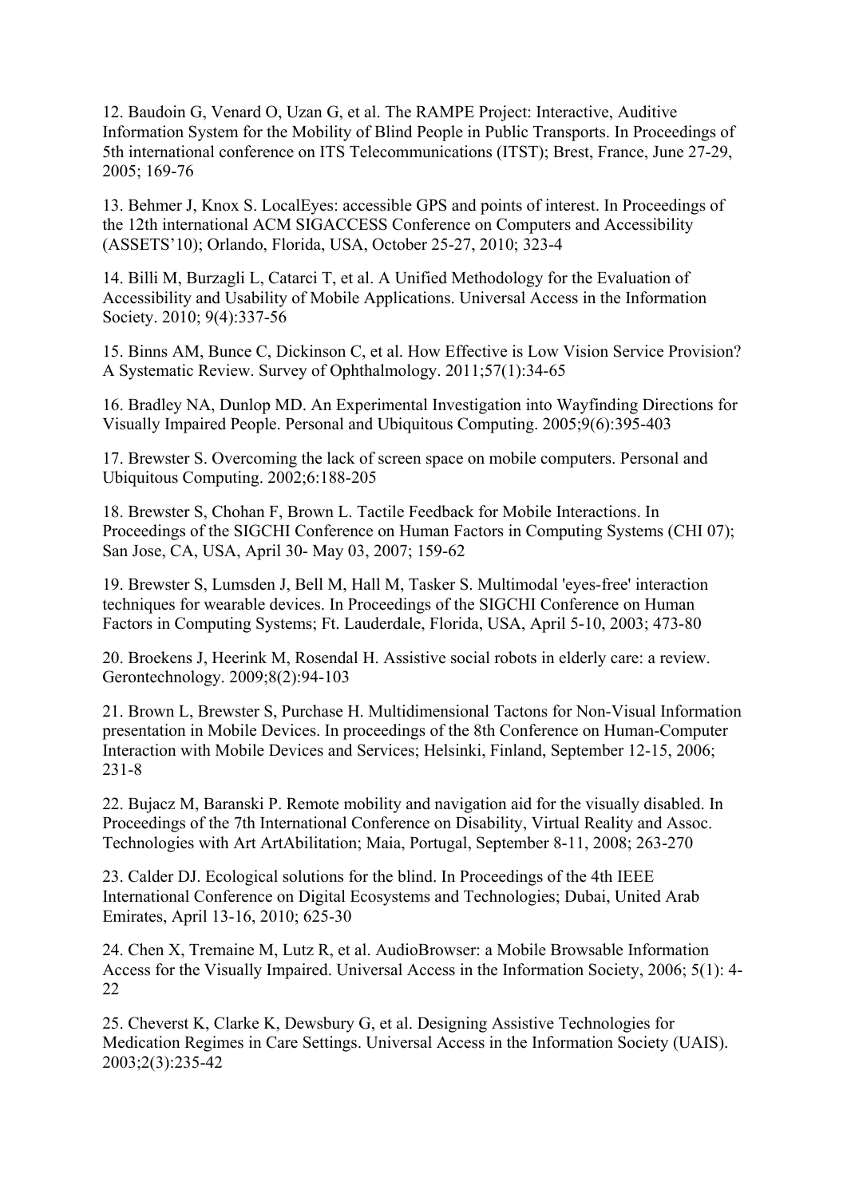12. Baudoin G, Venard O, Uzan G, et al. The RAMPE Project: Interactive, Auditive Information System for the Mobility of Blind People in Public Transports. In Proceedings of 5th international conference on ITS Telecommunications (ITST); Brest, France, June 27-29, 2005; 169-76

13. Behmer J, Knox S. LocalEyes: accessible GPS and points of interest. In Proceedings of the 12th international ACM SIGACCESS Conference on Computers and Accessibility (ASSETS'10); Orlando, Florida, USA, October 25-27, 2010; 323-4

14. Billi M, Burzagli L, Catarci T, et al. A Unified Methodology for the Evaluation of Accessibility and Usability of Mobile Applications. Universal Access in the Information Society. 2010; 9(4):337-56

15. Binns AM, Bunce C, Dickinson C, et al. How Effective is Low Vision Service Provision? A Systematic Review. Survey of Ophthalmology. 2011;57(1):34-65

16. Bradley NA, Dunlop MD. An Experimental Investigation into Wayfinding Directions for Visually Impaired People. Personal and Ubiquitous Computing. 2005;9(6):395-403

17. Brewster S. Overcoming the lack of screen space on mobile computers. Personal and Ubiquitous Computing. 2002;6:188-205

18. Brewster S, Chohan F, Brown L. Tactile Feedback for Mobile Interactions. In Proceedings of the SIGCHI Conference on Human Factors in Computing Systems (CHI 07); San Jose, CA, USA, April 30- May 03, 2007; 159-62

19. Brewster S, Lumsden J, Bell M, Hall M, Tasker S. Multimodal 'eyes-free' interaction techniques for wearable devices. In Proceedings of the SIGCHI Conference on Human Factors in Computing Systems; Ft. Lauderdale, Florida, USA, April 5-10, 2003; 473-80

20. Broekens J, Heerink M, Rosendal H. Assistive social robots in elderly care: a review. Gerontechnology. 2009;8(2):94-103

21. Brown L, Brewster S, Purchase H. Multidimensional Tactons for Non-Visual Information presentation in Mobile Devices. In proceedings of the 8th Conference on Human-Computer Interaction with Mobile Devices and Services; Helsinki, Finland, September 12-15, 2006; 231-8

22. Bujacz M, Baranski P. Remote mobility and navigation aid for the visually disabled. In Proceedings of the 7th International Conference on Disability, Virtual Reality and Assoc. Technologies with Art ArtAbilitation; Maia, Portugal, September 8-11, 2008; 263-270

23. Calder DJ. Ecological solutions for the blind. In Proceedings of the 4th IEEE International Conference on Digital Ecosystems and Technologies; Dubai, United Arab Emirates, April 13-16, 2010; 625-30

24. Chen X, Tremaine M, Lutz R, et al. AudioBrowser: a Mobile Browsable Information Access for the Visually Impaired. Universal Access in the Information Society, 2006; 5(1): 4-22

25. Cheverst K, Clarke K, Dewsbury G, et al. Designing Assistive Technologies for Medication Regimes in Care Settings. Universal Access in the Information Society (UAIS). 2003;2(3):235-42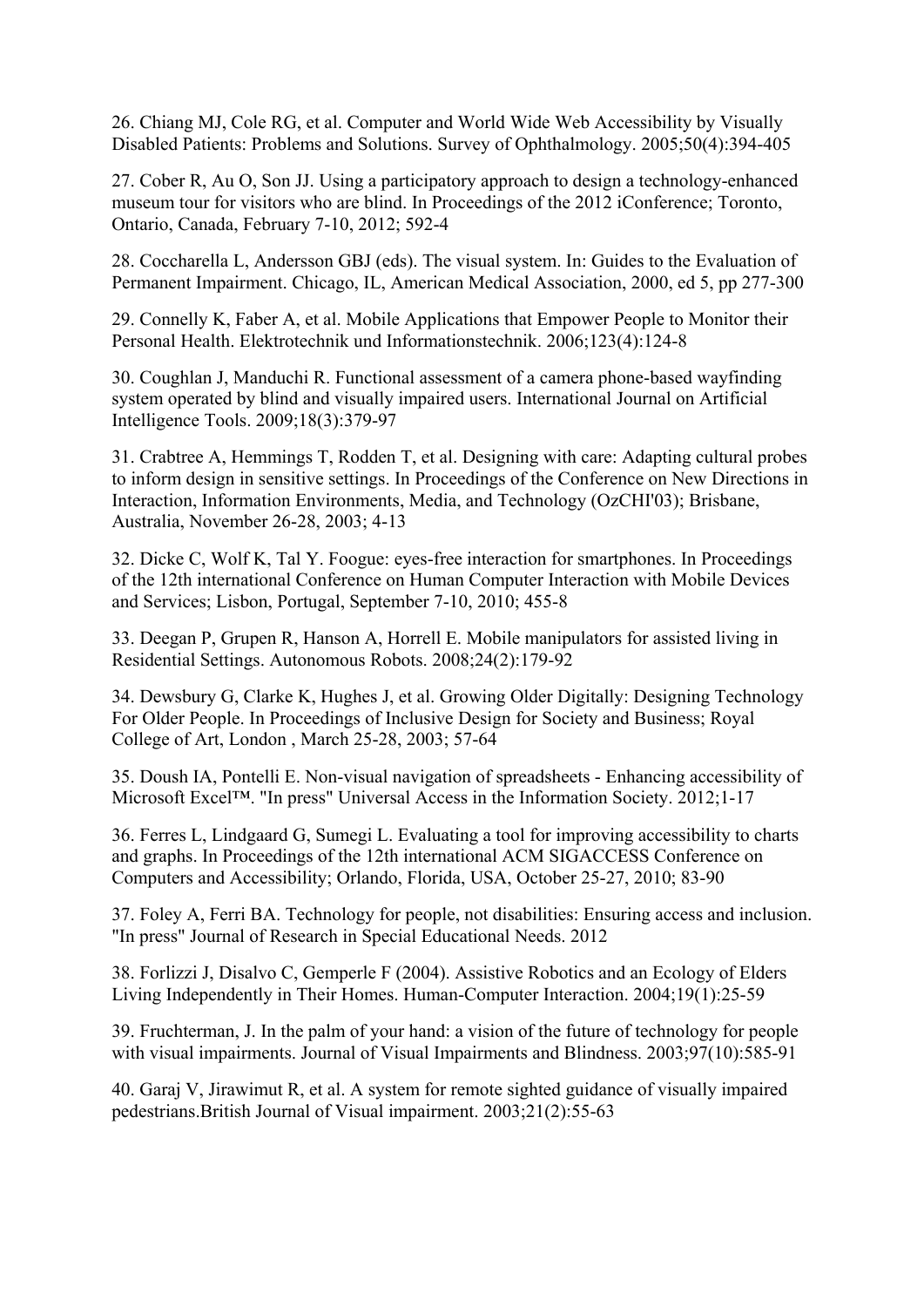26. Chiang MJ, Cole RG, et al. Computer and World Wide Web Accessibility by Visually Disabled Patients: Problems and Solutions. Survey of Ophthalmology. 2005;50(4):394-405

27. Cober R, Au O, Son JJ. Using a participatory approach to design a technology-enhanced museum tour for visitors who are blind. In Proceedings of the 2012 iConference; Toronto, Ontario, Canada, February 7-10, 2012; 592-4

28. Coccharella L, Andersson GBJ (eds). The visual system. In: Guides to the Evaluation of Permanent Impairment. Chicago, IL, American Medical Association, 2000, ed 5, pp 277-300

29. Connelly K, Faber A, et al. Mobile Applications that Empower People to Monitor their Personal Health. Elektrotechnik und Informationstechnik. 2006;123(4):124-8

30. Coughlan J, Manduchi R. Functional assessment of a camera phone-based wayfinding system operated by blind and visually impaired users. International Journal on Artificial Intelligence Tools. 2009;18(3):379-97

31. Crabtree A, Hemmings T, Rodden T, et al. Designing with care: Adapting cultural probes to inform design in sensitive settings. In Proceedings of the Conference on New Directions in Interaction, Information Environments, Media, and Technology (OzCHI'03); Brisbane, Australia, November 26-28, 2003; 4-13

32. Dicke C, Wolf K, Tal Y. Foogue: eyes-free interaction for smartphones. In Proceedings of the 12th international Conference on Human Computer Interaction with Mobile Devices and Services; Lisbon, Portugal, September 7-10, 2010; 455-8

33. Deegan P, Grupen R, Hanson A, Horrell E. Mobile manipulators for assisted living in Residential Settings. Autonomous Robots. 2008;24(2):179-92

34. Dewsbury G, Clarke K, Hughes J, et al. Growing Older Digitally: Designing Technology For Older People. In Proceedings of Inclusive Design for Society and Business; Royal College of Art, London , March 25-28, 2003; 57-64

35. Doush IA, Pontelli E. Non-visual navigation of spreadsheets - Enhancing accessibility of Microsoft Excel™. "In press" Universal Access in the Information Society. 2012;1-17

36. Ferres L, Lindgaard G, Sumegi L. Evaluating a tool for improving accessibility to charts and graphs. In Proceedings of the 12th international ACM SIGACCESS Conference on Computers and Accessibility; Orlando, Florida, USA, October 25-27, 2010; 83-90

37. Foley A, Ferri BA. Technology for people, not disabilities: Ensuring access and inclusion. "In press" Journal of Research in Special Educational Needs. 2012

38. Forlizzi J, Disalvo C, Gemperle F (2004). Assistive Robotics and an Ecology of Elders Living Independently in Their Homes. Human-Computer Interaction. 2004;19(1):25-59

39. Fruchterman, J. In the palm of your hand: a vision of the future of technology for people with visual impairments. Journal of Visual Impairments and Blindness. 2003;97(10):585-91

40. Garaj V, Jirawimut R, et al. A system for remote sighted guidance of visually impaired pedestrians.British Journal of Visual impairment. 2003;21(2):55-63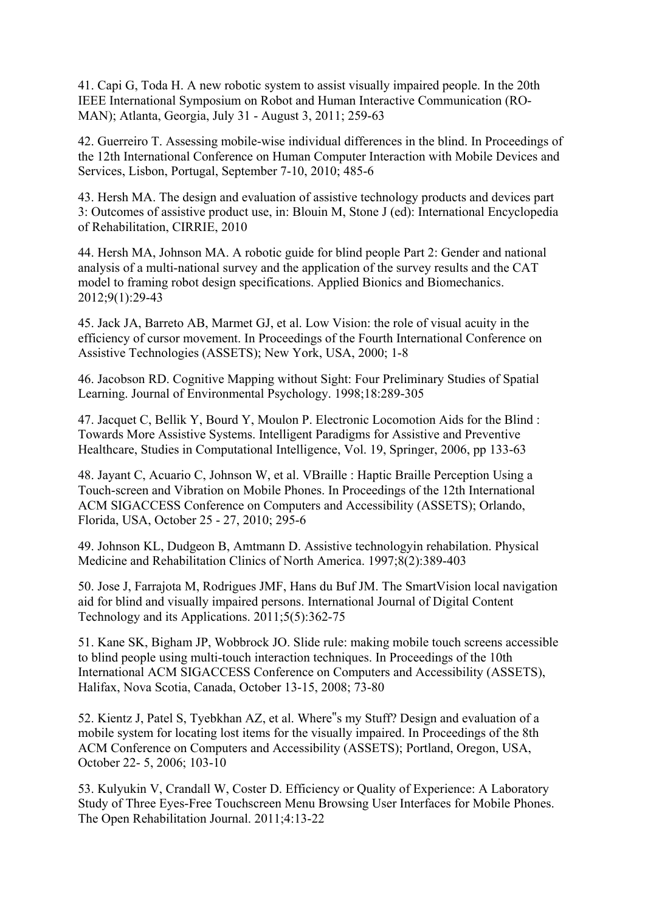41. Capi G, Toda H. A new robotic system to assist visually impaired people. In the 20th IEEE International Symposium on Robot and Human Interactive Communication (RO-MAN); Atlanta, Georgia, July 31 - August 3, 2011; 259-63

42. Guerreiro T. Assessing mobile-wise individual differences in the blind. In Proceedings of the 12th International Conference on Human Computer Interaction with Mobile Devices and Services, Lisbon, Portugal, September 7-10, 2010; 485-6

43. Hersh MA. The design and evaluation of assistive technology products and devices part 3: Outcomes of assistive product use, in: Blouin M, Stone J (ed): International Encyclopedia of Rehabilitation, CIRRIE, 2010

44. Hersh MA, Johnson MA. A robotic guide for blind people Part 2: Gender and national analysis of a multi-national survey and the application of the survey results and the CAT model to framing robot design specifications. Applied Bionics and Biomechanics. 2012;9(1):29-43

45. Jack JA, Barreto AB, Marmet GJ, et al. Low Vision: the role of visual acuity in the efficiency of cursor movement. In Proceedings of the Fourth International Conference on Assistive Technologies (ASSETS); New York, USA, 2000; 1-8

46. Jacobson RD. Cognitive Mapping without Sight: Four Preliminary Studies of Spatial Learning. Journal of Environmental Psychology. 1998;18:289-305

47. Jacquet C, Bellik Y, Bourd Y, Moulon P. Electronic Locomotion Aids for the Blind : Towards More Assistive Systems. Intelligent Paradigms for Assistive and Preventive Healthcare, Studies in Computational Intelligence, Vol. 19, Springer, 2006, pp 133-63

48. Jayant C, Acuario C, Johnson W, et al. VBraille : Haptic Braille Perception Using a Touch-screen and Vibration on Mobile Phones. In Proceedings of the 12th International ACM SIGACCESS Conference on Computers and Accessibility (ASSETS); Orlando, Florida, USA, October 25 - 27, 2010; 295-6

49. Johnson KL, Dudgeon B, Amtmann D. Assistive technologyin rehabilation. Physical Medicine and Rehabilitation Clinics of North America. 1997;8(2):389-403

50. Jose J, Farrajota M, Rodrigues JMF, Hans du Buf JM. The SmartVision local navigation aid for blind and visually impaired persons. International Journal of Digital Content Technology and its Applications. 2011;5(5):362-75

51. Kane SK, Bigham JP, Wobbrock JO. Slide rule: making mobile touch screens accessible to blind people using multi-touch interaction techniques. In Proceedings of the 10th International ACM SIGACCESS Conference on Computers and Accessibility (ASSETS), Halifax, Nova Scotia, Canada, October 13-15, 2008; 73-80

52. Kientz J, Patel S, Tyebkhan AZ, et al. Where"s my Stuff? Design and evaluation of a mobile system for locating lost items for the visually impaired. In Proceedings of the 8th ACM Conference on Computers and Accessibility (ASSETS); Portland, Oregon, USA, October 22- 5, 2006; 103-10

53. Kulyukin V, Crandall W, Coster D. Efficiency or Quality of Experience: A Laboratory Study of Three Eyes-Free Touchscreen Menu Browsing User Interfaces for Mobile Phones. The Open Rehabilitation Journal. 2011;4:13-22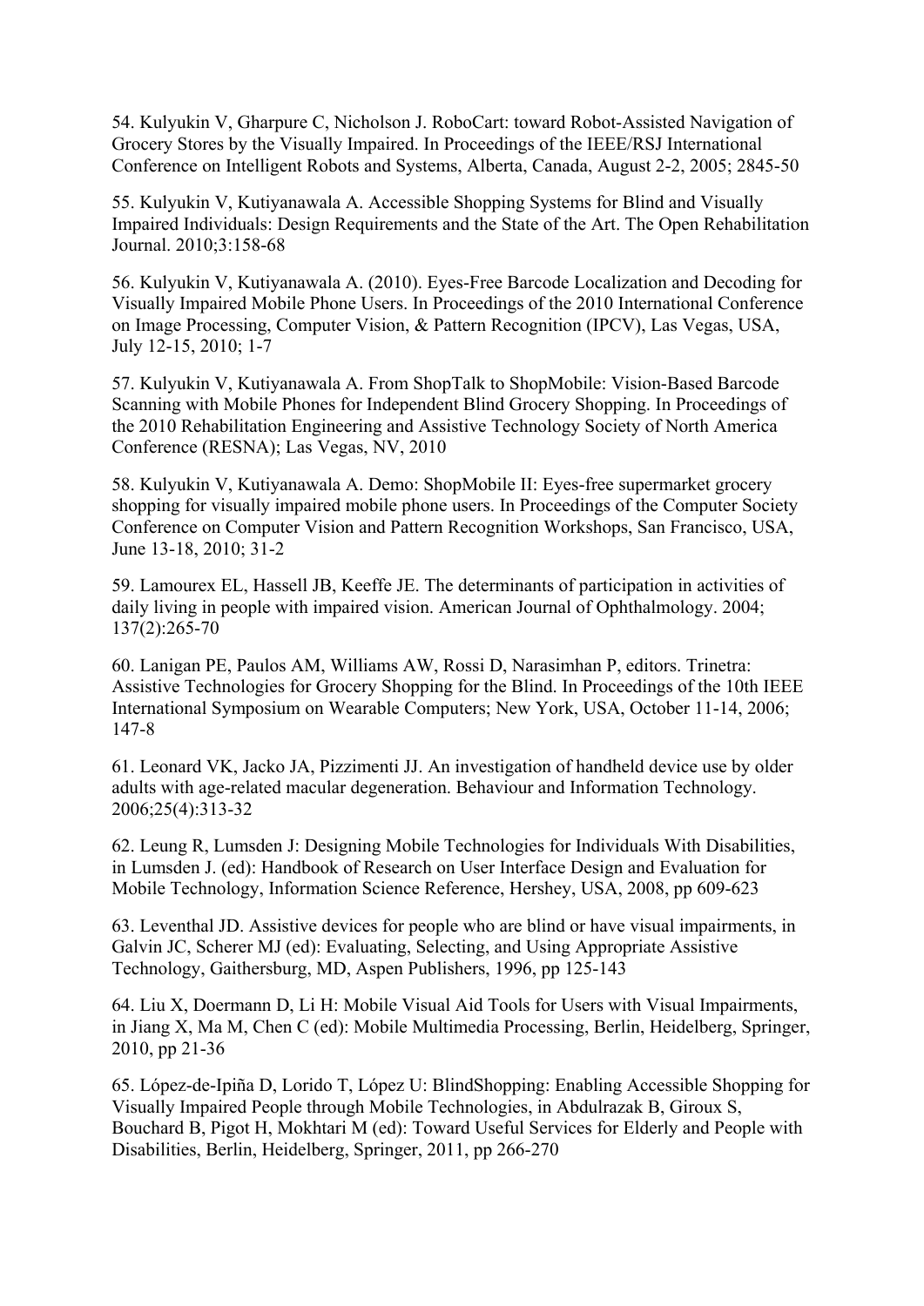54. Kulyukin V, Gharpure C, Nicholson J. RoboCart: toward Robot-Assisted Navigation of Grocery Stores by the Visually Impaired. In Proceedings of the IEEE/RSJ International Conference on Intelligent Robots and Systems, Alberta, Canada, August 2-2, 2005; 2845-50

55. Kulyukin V, Kutiyanawala A. Accessible Shopping Systems for Blind and Visually Impaired Individuals: Design Requirements and the State of the Art. The Open Rehabilitation Journal. 2010;3:158-68

56. Kulyukin V, Kutiyanawala A. (2010). Eyes-Free Barcode Localization and Decoding for Visually Impaired Mobile Phone Users. In Proceedings of the 2010 International Conference on Image Processing, Computer Vision, & Pattern Recognition (IPCV), Las Vegas, USA, July 12-15, 2010; 1-7

57. Kulyukin V, Kutiyanawala A. From ShopTalk to ShopMobile: Vision-Based Barcode Scanning with Mobile Phones for Independent Blind Grocery Shopping. In Proceedings of the 2010 Rehabilitation Engineering and Assistive Technology Society of North America Conference (RESNA); Las Vegas, NV, 2010

58. Kulyukin V, Kutiyanawala A. Demo: ShopMobile II: Eyes-free supermarket grocery shopping for visually impaired mobile phone users. In Proceedings of the Computer Society Conference on Computer Vision and Pattern Recognition Workshops, San Francisco, USA, June 13-18, 2010; 31-2

59. Lamourex EL, Hassell JB, Keeffe JE. The determinants of participation in activities of daily living in people with impaired vision. American Journal of Ophthalmology. 2004; 137(2):265-70

60. Lanigan PE, Paulos AM, Williams AW, Rossi D, Narasimhan P, editors. Trinetra: Assistive Technologies for Grocery Shopping for the Blind. In Proceedings of the 10th IEEE International Symposium on Wearable Computers; New York, USA, October 11-14, 2006; 147-8

61. Leonard VK, Jacko JA, Pizzimenti JJ. An investigation of handheld device use by older adults with age-related macular degeneration. Behaviour and Information Technology. 2006;25(4):313-32

62. Leung R, Lumsden J: Designing Mobile Technologies for Individuals With Disabilities, in Lumsden J. (ed): Handbook of Research on User Interface Design and Evaluation for Mobile Technology, Information Science Reference, Hershey, USA, 2008, pp 609-623

63. Leventhal JD. Assistive devices for people who are blind or have visual impairments, in Galvin JC, Scherer MJ (ed): Evaluating, Selecting, and Using Appropriate Assistive Technology, Gaithersburg, MD, Aspen Publishers, 1996, pp 125-143

64. Liu X, Doermann D, Li H: Mobile Visual Aid Tools for Users with Visual Impairments, in Jiang X, Ma M, Chen C (ed): Mobile Multimedia Processing, Berlin, Heidelberg, Springer, 2010, pp 21-36

65. López-de-Ipiña D, Lorido T, López U: BlindShopping: Enabling Accessible Shopping for Visually Impaired People through Mobile Technologies, in Abdulrazak B, Giroux S, Bouchard B, Pigot H, Mokhtari M (ed): Toward Useful Services for Elderly and People with Disabilities, Berlin, Heidelberg, Springer, 2011, pp 266-270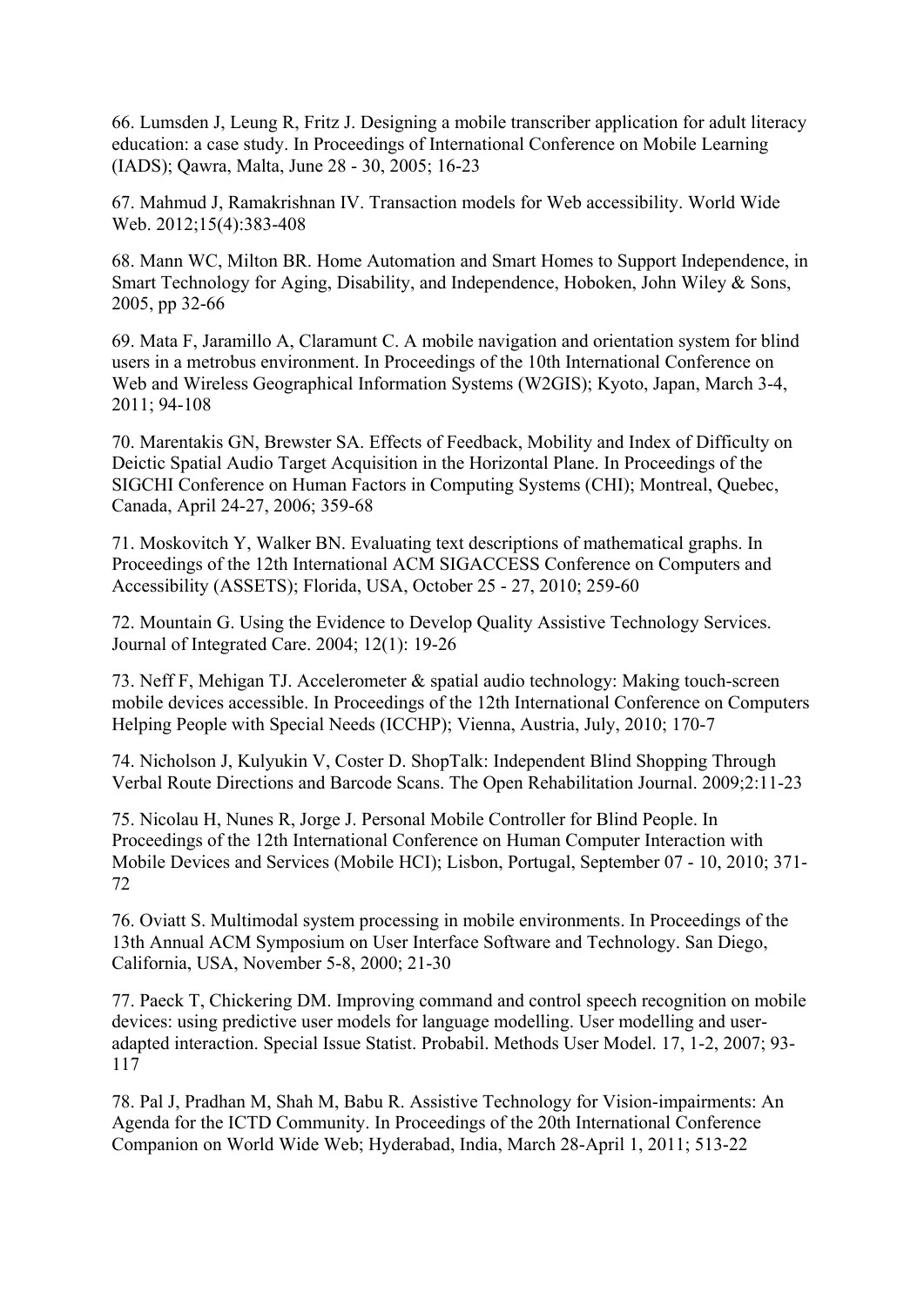66. Lumsden J, Leung R, Fritz J. Designing a mobile transcriber application for adult literacy education: a case study. In Proceedings of International Conference on Mobile Learning (IADS); Qawra, Malta, June 28 - 30, 2005; 16-23

67. Mahmud J, Ramakrishnan IV. Transaction models for Web accessibility. World Wide Web. 2012;15(4):383-408

68. Mann WC, Milton BR. Home Automation and Smart Homes to Support Independence, in Smart Technology for Aging, Disability, and Independence, Hoboken, John Wiley & Sons, 2005, pp 32-66

69. Mata F, Jaramillo A, Claramunt C. A mobile navigation and orientation system for blind users in a metrobus environment. In Proceedings of the 10th International Conference on Web and Wireless Geographical Information Systems (W2GIS); Kyoto, Japan, March 3-4, 2011; 94-108

70. Marentakis GN, Brewster SA. Effects of Feedback, Mobility and Index of Difficulty on Deictic Spatial Audio Target Acquisition in the Horizontal Plane. In Proceedings of the SIGCHI Conference on Human Factors in Computing Systems (CHI); Montreal, Quebec, Canada, April 24-27, 2006; 359-68

71. Moskovitch Y, Walker BN. Evaluating text descriptions of mathematical graphs. In Proceedings of the 12th International ACM SIGACCESS Conference on Computers and Accessibility (ASSETS); Florida, USA, October 25 - 27, 2010; 259-60

72. Mountain G. Using the Evidence to Develop Quality Assistive Technology Services. Journal of Integrated Care. 2004; 12(1): 19-26

73. Neff F, Mehigan TJ. Accelerometer & spatial audio technology: Making touch-screen mobile devices accessible. In Proceedings of the 12th International Conference on Computers Helping People with Special Needs (ICCHP); Vienna, Austria, July, 2010; 170-7

74. Nicholson J, Kulyukin V, Coster D. ShopTalk: Independent Blind Shopping Through Verbal Route Directions and Barcode Scans. The Open Rehabilitation Journal. 2009;2:11-23

75. Nicolau H, Nunes R, Jorge J. Personal Mobile Controller for Blind People. In Proceedings of the 12th International Conference on Human Computer Interaction with Mobile Devices and Services (Mobile HCI); Lisbon, Portugal, September 07 - 10, 2010; 371-72

76. Oviatt S. Multimodal system processing in mobile environments. In Proceedings of the 13th Annual ACM Symposium on User Interface Software and Technology. San Diego, California, USA, November 5-8, 2000; 21-30

77. Paeck T, Chickering DM. Improving command and control speech recognition on mobile devices: using predictive user models for language modelling. User modelling and user-adapted interaction. Special Issue Statist. Probabil. Methods User Model. 17, 1-2, 2007; 93-117

78. Pal J, Pradhan M, Shah M, Babu R. Assistive Technology for Vision-impairments: An Agenda for the ICTD Community. In Proceedings of the 20th International Conference Companion on World Wide Web; Hyderabad, India, March 28-April 1, 2011; 513-22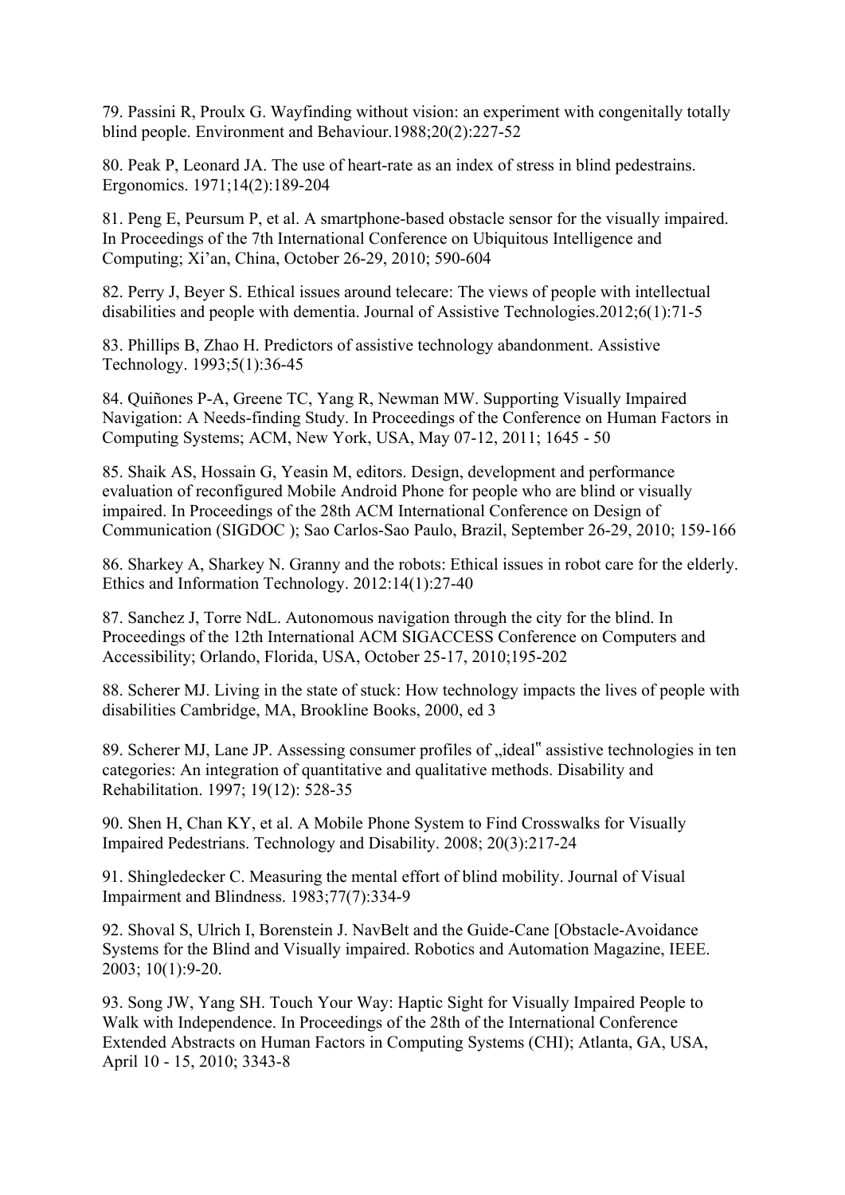79. Passini R, Proulx G. Wayfinding without vision: an experiment with congenitally totally blind people. Environment and Behaviour.1988;20(2):227-52

80. Peak P, Leonard JA. The use of heart-rate as an index of stress in blind pedestrains. Ergonomics. 1971;14(2):189-204

81. Peng E, Peursum P, et al. A smartphone-based obstacle sensor for the visually impaired. In Proceedings of the 7th International Conference on Ubiquitous Intelligence and Computing; Xi'an, China, October 26-29, 2010; 590-604

82. Perry J, Beyer S. Ethical issues around telecare: The views of people with intellectual disabilities and people with dementia. Journal of Assistive Technologies.2012;6(1):71-5

83. Phillips B, Zhao H. Predictors of assistive technology abandonment. Assistive Technology. 1993;5(1):36-45

84. Quiñones P-A, Greene TC, Yang R, Newman MW. Supporting Visually Impaired Navigation: A Needs-finding Study. In Proceedings of the Conference on Human Factors in Computing Systems; ACM, New York, USA, May 07-12, 2011; 1645 - 50

85. Shaik AS, Hossain G, Yeasin M, editors. Design, development and performance evaluation of reconfigured Mobile Android Phone for people who are blind or visually impaired. In Proceedings of the 28th ACM International Conference on Design of Communication (SIGDOC ); Sao Carlos-Sao Paulo, Brazil, September 26-29, 2010; 159-166

86. Sharkey A, Sharkey N. Granny and the robots: Ethical issues in robot care for the elderly. Ethics and Information Technology. 2012:14(1):27-40

87. Sanchez J, Torre NdL. Autonomous navigation through the city for the blind. In Proceedings of the 12th International ACM SIGACCESS Conference on Computers and Accessibility; Orlando, Florida, USA, October 25-17, 2010;195-202

88. Scherer MJ. Living in the state of stuck: How technology impacts the lives of people with disabilities Cambridge, MA, Brookline Books, 2000, ed 3

89. Scherer MJ, Lane JP. Assessing consumer profiles of „ideal" assistive technologies in ten categories: An integration of quantitative and qualitative methods. Disability and Rehabilitation. 1997; 19(12): 528-35

90. Shen H, Chan KY, et al. A Mobile Phone System to Find Crosswalks for Visually Impaired Pedestrians. Technology and Disability. 2008; 20(3):217-24

91. Shingledecker C. Measuring the mental effort of blind mobility. Journal of Visual Impairment and Blindness. 1983;77(7):334-9

92. Shoval S, Ulrich I, Borenstein J. NavBelt and the Guide-Cane [Obstacle-Avoidance Systems for the Blind and Visually impaired. Robotics and Automation Magazine, IEEE. 2003; 10(1):9-20.

93. Song JW, Yang SH. Touch Your Way: Haptic Sight for Visually Impaired People to Walk with Independence. In Proceedings of the 28th of the International Conference Extended Abstracts on Human Factors in Computing Systems (CHI); Atlanta, GA, USA, April 10 - 15, 2010; 3343-8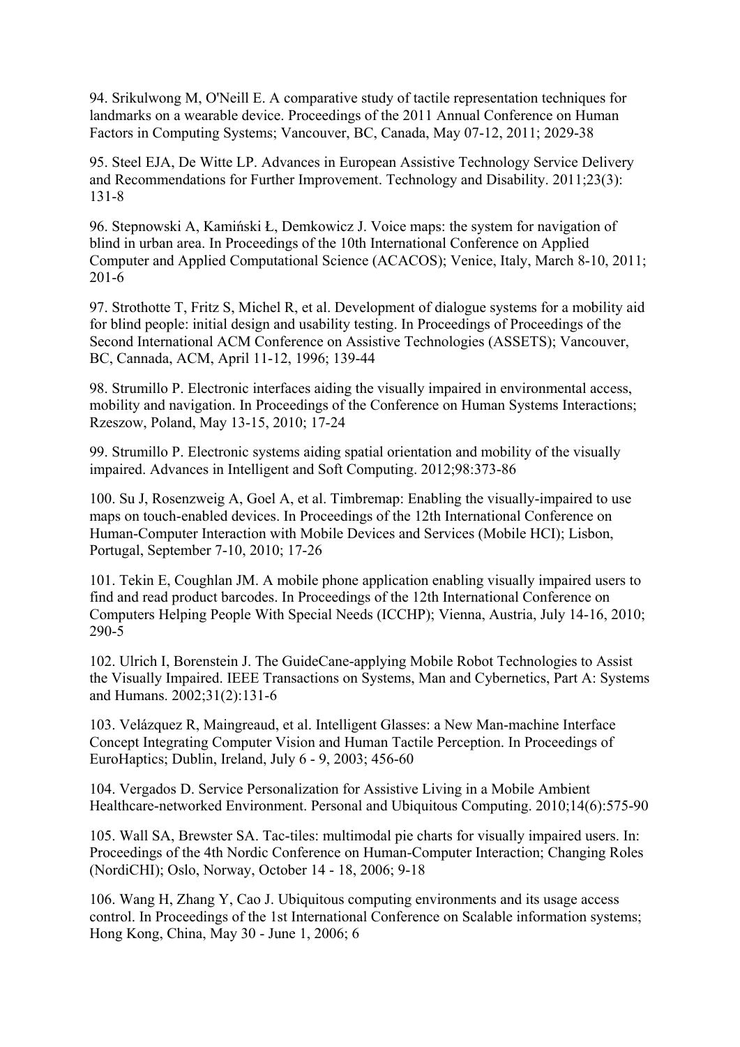94. Srikulwong M, O'Neill E. A comparative study of tactile representation techniques for landmarks on a wearable device. Proceedings of the 2011 Annual Conference on Human Factors in Computing Systems; Vancouver, BC, Canada, May 07-12, 2011; 2029-38

95. Steel EJA, De Witte LP. Advances in European Assistive Technology Service Delivery and Recommendations for Further Improvement. Technology and Disability. 2011;23(3): 131-8

96. Stepnowski A, Kamiński Ł, Demkowicz J. Voice maps: the system for navigation of blind in urban area. In Proceedings of the 10th International Conference on Applied Computer and Applied Computational Science (ACACOS); Venice, Italy, March 8-10, 2011; 201-6

97. Strothotte T, Fritz S, Michel R, et al. Development of dialogue systems for a mobility aid for blind people: initial design and usability testing. In Proceedings of Proceedings of the Second International ACM Conference on Assistive Technologies (ASSETS); Vancouver, BC, Cannada, ACM, April 11-12, 1996; 139-44

98. Strumillo P. Electronic interfaces aiding the visually impaired in environmental access, mobility and navigation. In Proceedings of the Conference on Human Systems Interactions; Rzeszow, Poland, May 13-15, 2010; 17-24

99. Strumillo P. Electronic systems aiding spatial orientation and mobility of the visually impaired. Advances in Intelligent and Soft Computing. 2012;98:373-86

100. Su J, Rosenzweig A, Goel A, et al. Timbremap: Enabling the visually-impaired to use maps on touch-enabled devices. In Proceedings of the 12th International Conference on Human-Computer Interaction with Mobile Devices and Services (Mobile HCI); Lisbon, Portugal, September 7-10, 2010; 17-26

101. Tekin E, Coughlan JM. A mobile phone application enabling visually impaired users to find and read product barcodes. In Proceedings of the 12th International Conference on Computers Helping People With Special Needs (ICCHP); Vienna, Austria, July 14-16, 2010; 290-5

102. Ulrich I, Borenstein J. The GuideCane-applying Mobile Robot Technologies to Assist the Visually Impaired. IEEE Transactions on Systems, Man and Cybernetics, Part A: Systems and Humans. 2002;31(2):131-6

103. Velázquez R, Maingreaud, et al. Intelligent Glasses: a New Man-machine Interface Concept Integrating Computer Vision and Human Tactile Perception. In Proceedings of EuroHaptics; Dublin, Ireland, July 6 - 9, 2003; 456-60

104. Vergados D. Service Personalization for Assistive Living in a Mobile Ambient Healthcare-networked Environment. Personal and Ubiquitous Computing. 2010;14(6):575-90

105. Wall SA, Brewster SA. Tac-tiles: multimodal pie charts for visually impaired users. In: Proceedings of the 4th Nordic Conference on Human-Computer Interaction; Changing Roles (NordiCHI); Oslo, Norway, October 14 - 18, 2006; 9-18

106. Wang H, Zhang Y, Cao J. Ubiquitous computing environments and its usage access control. In Proceedings of the 1st International Conference on Scalable information systems; Hong Kong, China, May 30 - June 1, 2006; 6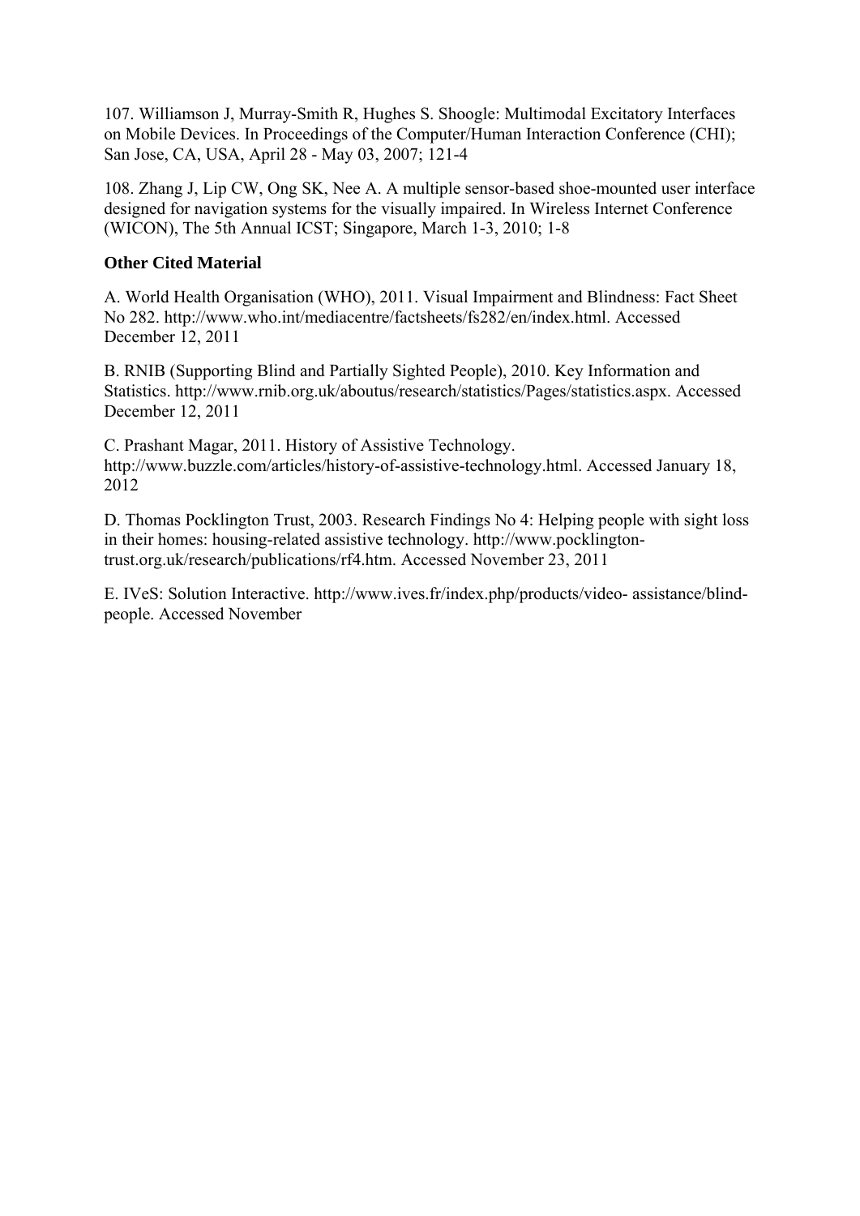107. Williamson J, Murray-Smith R, Hughes S. Shoogle: Multimodal Excitatory Interfaces on Mobile Devices. In Proceedings of the Computer/Human Interaction Conference (CHI); San Jose, CA, USA, April 28 - May 03, 2007; 121-4

108. Zhang J, Lip CW, Ong SK, Nee A. A multiple sensor-based shoe-mounted user interface designed for navigation systems for the visually impaired. In Wireless Internet Conference (WICON), The 5th Annual ICST; Singapore, March 1-3, 2010; 1-8

**Other Cited Material**

A. World Health Organisation (WHO), 2011. Visual Impairment and Blindness: Fact Sheet No 282. http://www.who.int/mediacentre/factsheets/fs282/en/index.html. Accessed December 12, 2011

B. RNIB (Supporting Blind and Partially Sighted People), 2010. Key Information and Statistics. http://www.rnib.org.uk/aboutus/research/statistics/Pages/statistics.aspx. Accessed December 12, 2011

C. Prashant Magar, 2011. History of Assistive Technology. http://www.buzzle.com/articles/history-of-assistive-technology.html. Accessed January 18, 2012

D. Thomas Pocklington Trust, 2003. Research Findings No 4: Helping people with sight loss in their homes: housing-related assistive technology. http://www.pocklington-trust.org.uk/research/publications/rf4.htm. Accessed November 23, 2011

E. IVeS: Solution Interactive. http://www.ives.fr/index.php/products/video- assistance/blind-people. Accessed November